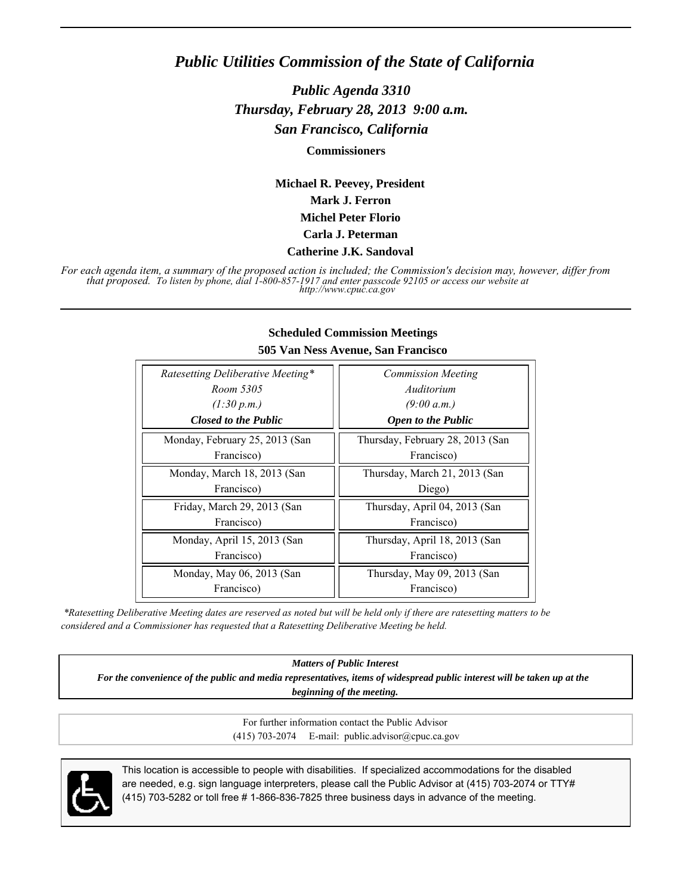# *Public Utilities Commission of the State of California*

## *Public Agenda 3310*
## *Thursday, February 28, 2013 9:00 a.m.*
## *San Francisco, California*

**Commissioners**

**Michael R. Peevey, President**
**Mark J. Ferron**
**Michel Peter Florio**
**Carla J. Peterman**
**Catherine J.K. Sandoval**

*For each agenda item, a summary of the proposed action is included; the Commission's decision may, however, differ from that proposed. To listen by phone, dial 1-800-857-1917 and enter passcode 92105 or access our website at http://www.cpuc.ca.gov*

**Scheduled Commission Meetings**
**505 Van Ness Avenue, San Francisco**

| *Ratesetting Deliberative Meeting**<br>*Room 5305*<br>*(1:30 p.m.)*<br>***Closed to the Public*** | *Commission Meeting*<br>*Auditorium*<br>*(9:00 a.m.)*<br>***Open to the Public*** |
|---|---|
| Monday, February 25, 2013 (San Francisco) | Thursday, February 28, 2013 (San Francisco) |
| Monday, March 18, 2013 (San Francisco) | Thursday, March 21, 2013 (San Diego) |
| Friday, March 29, 2013 (San Francisco) | Thursday, April 04, 2013 (San Francisco) |
| Monday, April 15, 2013 (San Francisco) | Thursday, April 18, 2013 (San Francisco) |
| Monday, May 06, 2013 (San Francisco) | Thursday, May 09, 2013 (San Francisco) |

*\*Ratesetting Deliberative Meeting dates are reserved as noted but will be held only if there are ratesetting matters to be considered and a Commissioner has requested that a Ratesetting Deliberative Meeting be held.*

***Matters of Public Interest***
***For the convenience of the public and media representatives, items of widespread public interest will be taken up at the beginning of the meeting.***

For further information contact the Public Advisor
(415) 703-2074 E-mail: public.advisor@cpuc.ca.gov

This location is accessible to people with disabilities. If specialized accommodations for the disabled are needed, e.g. sign language interpreters, please call the Public Advisor at (415) 703-2074 or TTY# (415) 703-5282 or toll free # 1-866-836-7825 three business days in advance of the meeting.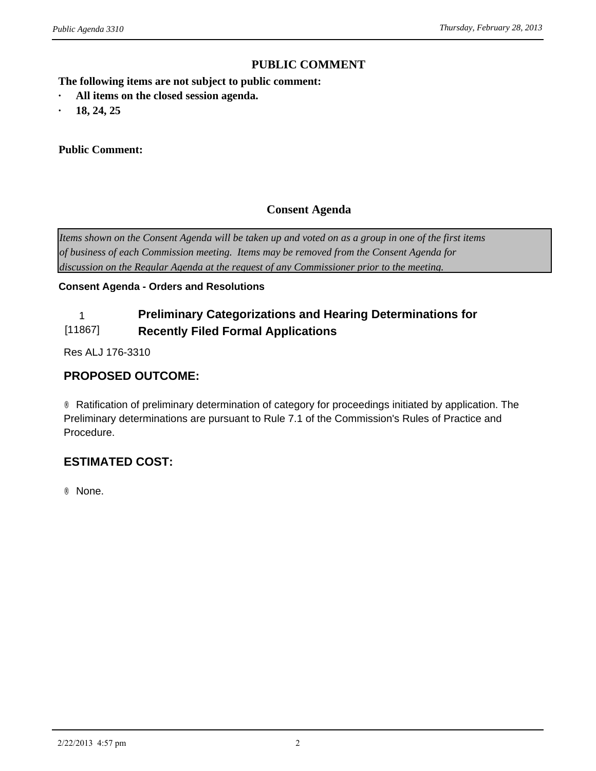## PUBLIC COMMENT

**The following items are not subject to public comment:**

- **All items on the closed session agenda.**
- **18, 24, 25**

**Public Comment:**

## Consent Agenda

*Items shown on the Consent Agenda will be taken up and voted on as a group in one of the first items of business of each Commission meeting. Items may be removed from the Consent Agenda for discussion on the Regular Agenda at the request of any Commissioner prior to the meeting.*

**Consent Agenda - Orders and Resolutions**

### 1 [11867] Preliminary Categorizations and Hearing Determinations for Recently Filed Formal Applications

Res ALJ 176-3310

### PROPOSED OUTCOME:

® Ratification of preliminary determination of category for proceedings initiated by application. The Preliminary determinations are pursuant to Rule 7.1 of the Commission's Rules of Practice and Procedure.

### ESTIMATED COST:

® None.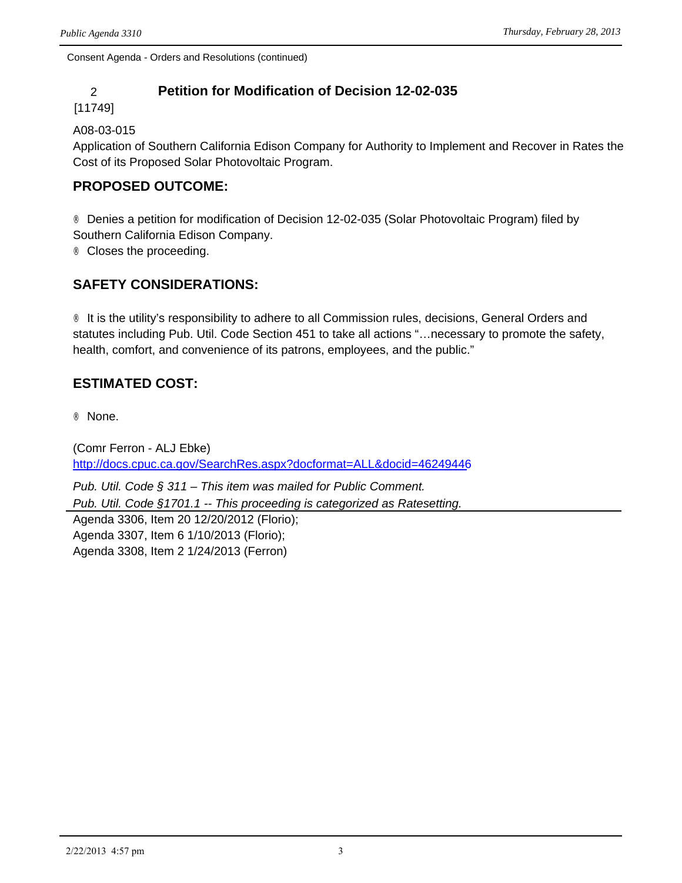Consent Agenda - Orders and Resolutions (continued)

## 2 Petition for Modification of Decision 12-02-035

[11749]

A08-03-015
Application of Southern California Edison Company for Authority to Implement and Recover in Rates the Cost of its Proposed Solar Photovoltaic Program.

### PROPOSED OUTCOME:

® Denies a petition for modification of Decision 12-02-035 (Solar Photovoltaic Program) filed by Southern California Edison Company.
® Closes the proceeding.

### SAFETY CONSIDERATIONS:

® It is the utility's responsibility to adhere to all Commission rules, decisions, General Orders and statutes including Pub. Util. Code Section 451 to take all actions "…necessary to promote the safety, health, comfort, and convenience of its patrons, employees, and the public."

### ESTIMATED COST:

® None.

(Comr Ferron - ALJ Ebke)
http://docs.cpuc.ca.gov/SearchRes.aspx?docformat=ALL&docid=46249446

*Pub. Util. Code § 311 – This item was mailed for Public Comment.*
*Pub. Util. Code §1701.1 -- This proceeding is categorized as Ratesetting.*

Agenda 3306, Item 20 12/20/2012 (Florio);
Agenda 3307, Item 6 1/10/2013 (Florio);
Agenda 3308, Item 2 1/24/2013 (Ferron)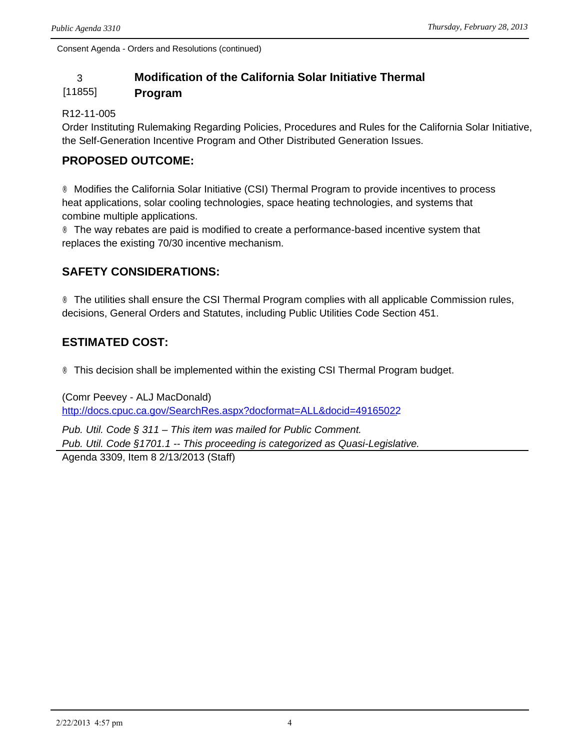Consent Agenda - Orders and Resolutions (continued)

## 3 [11855] Modification of the California Solar Initiative Thermal Program

R12-11-005
Order Instituting Rulemaking Regarding Policies, Procedures and Rules for the California Solar Initiative, the Self-Generation Incentive Program and Other Distributed Generation Issues.

### PROPOSED OUTCOME:

- Modifies the California Solar Initiative (CSI) Thermal Program to provide incentives to process heat applications, solar cooling technologies, space heating technologies, and systems that combine multiple applications.
- The way rebates are paid is modified to create a performance-based incentive system that replaces the existing 70/30 incentive mechanism.

### SAFETY CONSIDERATIONS:

- The utilities shall ensure the CSI Thermal Program complies with all applicable Commission rules, decisions, General Orders and Statutes, including Public Utilities Code Section 451.

### ESTIMATED COST:

- This decision shall be implemented within the existing CSI Thermal Program budget.

(Comr Peevey - ALJ MacDonald)
http://docs.cpuc.ca.gov/SearchRes.aspx?docformat=ALL&docid=49165022

*Pub. Util. Code § 311 – This item was mailed for Public Comment.*
*Pub. Util. Code §1701.1 -- This proceeding is categorized as Quasi-Legislative.*

Agenda 3309, Item 8 2/13/2013 (Staff)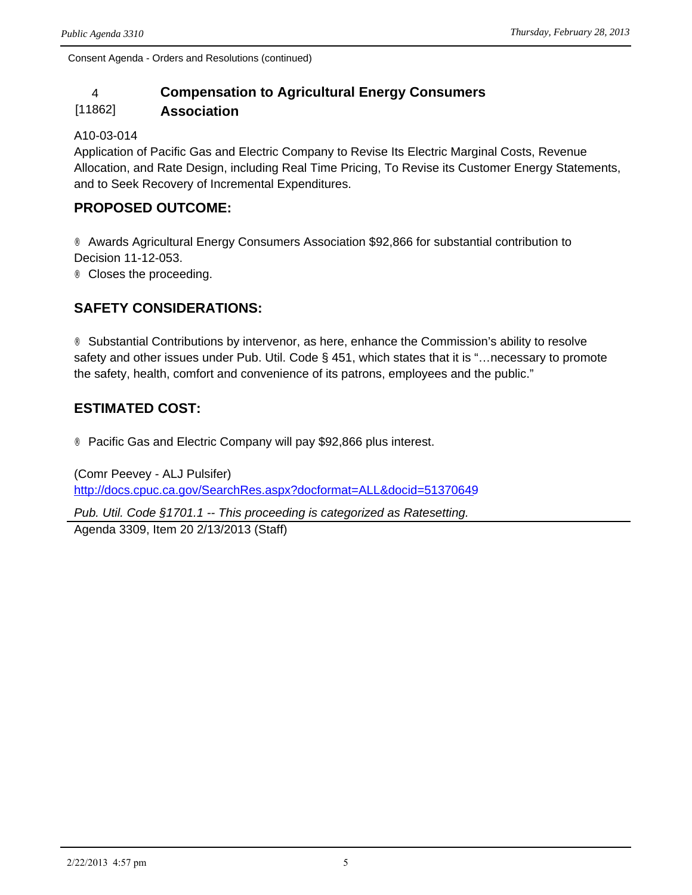Consent Agenda - Orders and Resolutions (continued)

## 4 [11862] Compensation to Agricultural Energy Consumers Association

A10-03-014
Application of Pacific Gas and Electric Company to Revise Its Electric Marginal Costs, Revenue Allocation, and Rate Design, including Real Time Pricing, To Revise its Customer Energy Statements, and to Seek Recovery of Incremental Expenditures.

### PROPOSED OUTCOME:

- Awards Agricultural Energy Consumers Association $92,866 for substantial contribution to Decision 11-12-053.
- Closes the proceeding.

### SAFETY CONSIDERATIONS:

- Substantial Contributions by intervenor, as here, enhance the Commission's ability to resolve safety and other issues under Pub. Util. Code § 451, which states that it is "…necessary to promote the safety, health, comfort and convenience of its patrons, employees and the public."

### ESTIMATED COST:

- Pacific Gas and Electric Company will pay $92,866 plus interest.

(Comr Peevey - ALJ Pulsifer)
http://docs.cpuc.ca.gov/SearchRes.aspx?docformat=ALL&docid=51370649

*Pub. Util. Code §1701.1 -- This proceeding is categorized as Ratesetting.*

Agenda 3309, Item 20 2/13/2013 (Staff)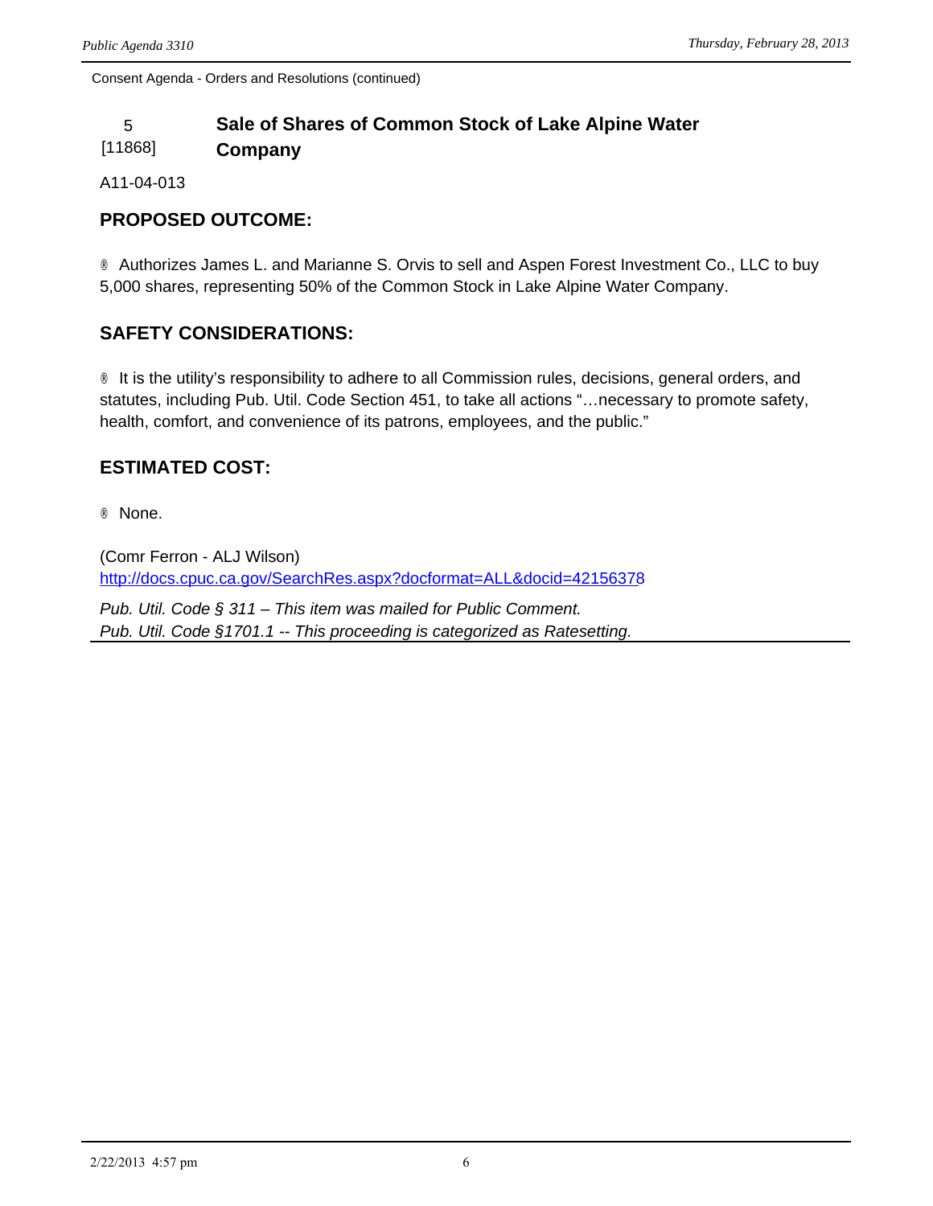Consent Agenda - Orders and Resolutions (continued)

## 5 [11868] Sale of Shares of Common Stock of Lake Alpine Water Company

A11-04-013

### PROPOSED OUTCOME:

® Authorizes James L. and Marianne S. Orvis to sell and Aspen Forest Investment Co., LLC to buy 5,000 shares, representing 50% of the Common Stock in Lake Alpine Water Company.

### SAFETY CONSIDERATIONS:

® It is the utility's responsibility to adhere to all Commission rules, decisions, general orders, and statutes, including Pub. Util. Code Section 451, to take all actions "…necessary to promote safety, health, comfort, and convenience of its patrons, employees, and the public."

### ESTIMATED COST:

® None.

(Comr Ferron - ALJ Wilson)
http://docs.cpuc.ca.gov/SearchRes.aspx?docformat=ALL&docid=42156378

*Pub. Util. Code § 311 – This item was mailed for Public Comment.*
*Pub. Util. Code §1701.1 -- This proceeding is categorized as Ratesetting.*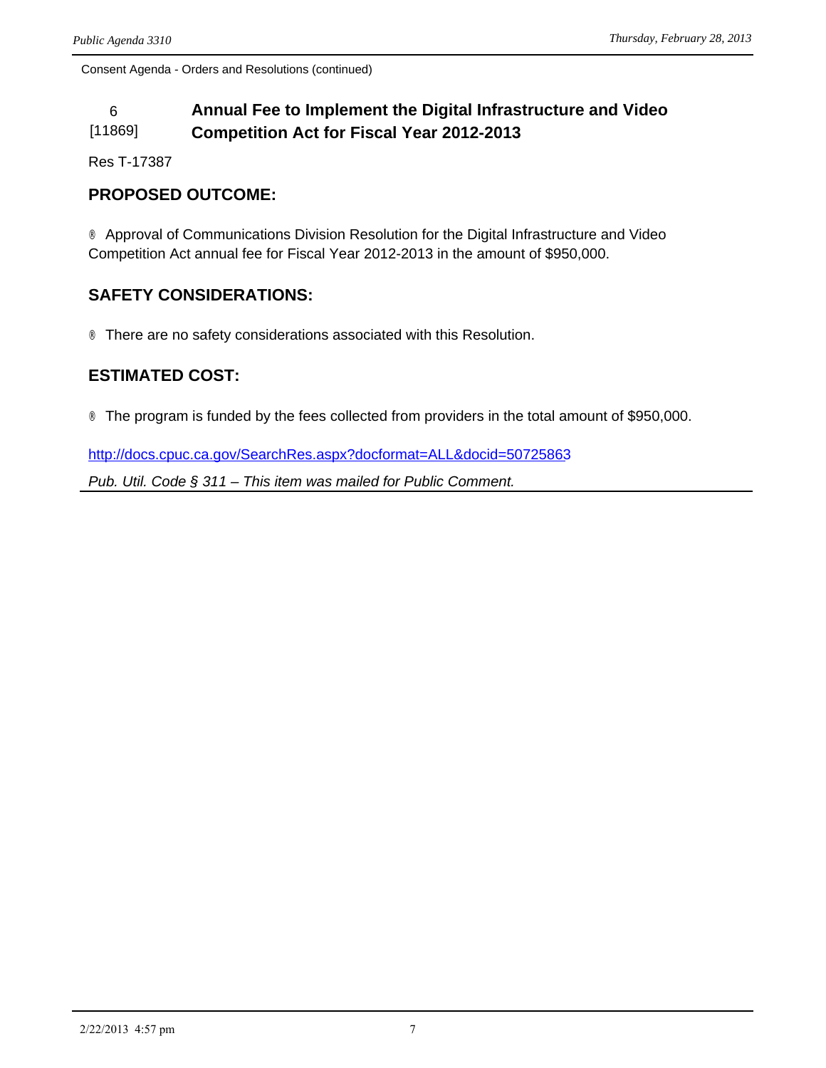Consent Agenda - Orders and Resolutions (continued)

## 6 [11869] Annual Fee to Implement the Digital Infrastructure and Video Competition Act for Fiscal Year 2012-2013

Res T-17387

### PROPOSED OUTCOME:

® Approval of Communications Division Resolution for the Digital Infrastructure and Video Competition Act annual fee for Fiscal Year 2012-2013 in the amount of $950,000.

### SAFETY CONSIDERATIONS:

® There are no safety considerations associated with this Resolution.

### ESTIMATED COST:

® The program is funded by the fees collected from providers in the total amount of $950,000.

http://docs.cpuc.ca.gov/SearchRes.aspx?docformat=ALL&docid=50725863

*Pub. Util. Code § 311 – This item was mailed for Public Comment.*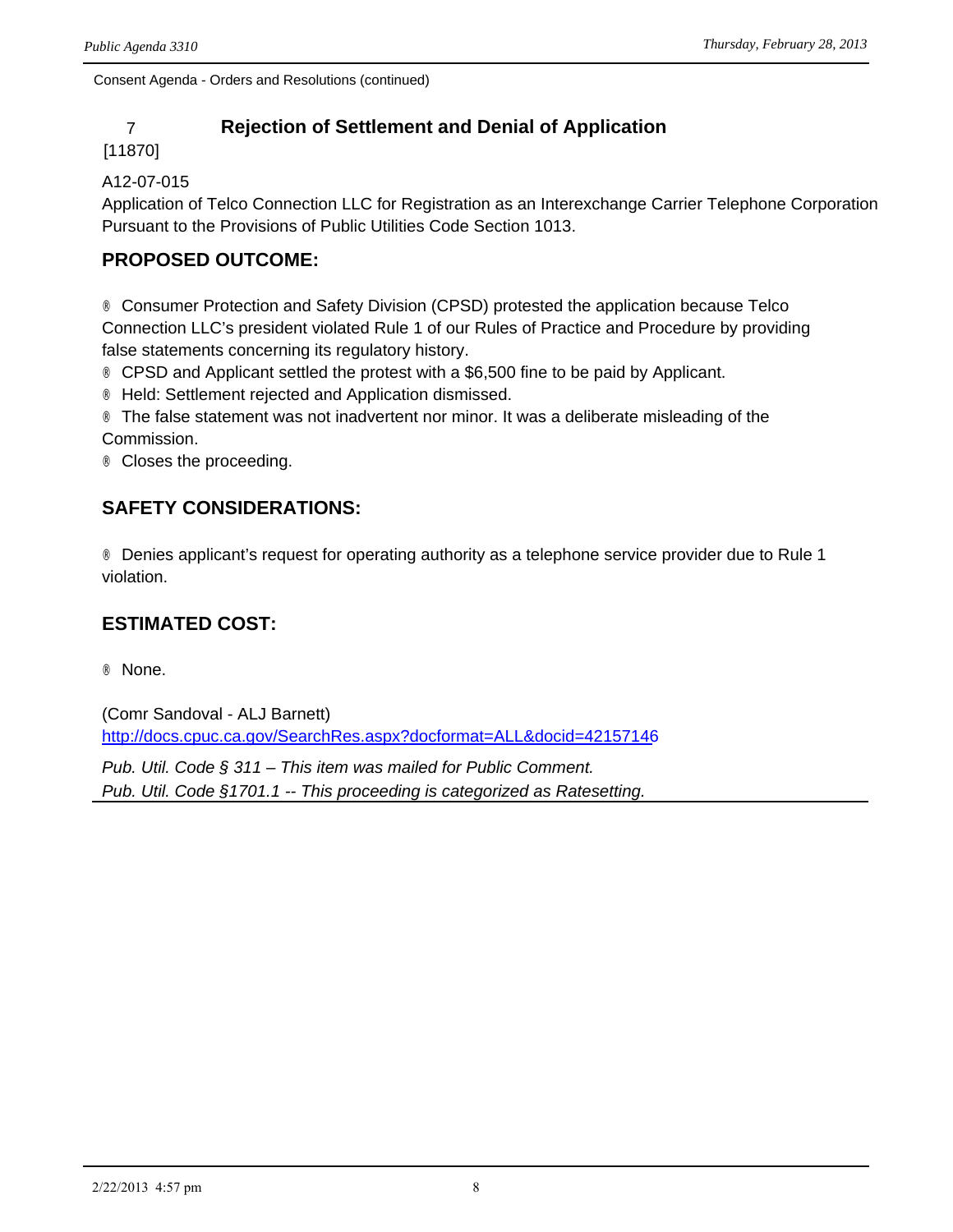Consent Agenda - Orders and Resolutions (continued)

## 7 [11870] Rejection of Settlement and Denial of Application

A12-07-015
Application of Telco Connection LLC for Registration as an Interexchange Carrier Telephone Corporation Pursuant to the Provisions of Public Utilities Code Section 1013.

### PROPOSED OUTCOME:

- Consumer Protection and Safety Division (CPSD) protested the application because Telco Connection LLC's president violated Rule 1 of our Rules of Practice and Procedure by providing false statements concerning its regulatory history.
- CPSD and Applicant settled the protest with a $6,500 fine to be paid by Applicant.
- Held: Settlement rejected and Application dismissed.
- The false statement was not inadvertent nor minor. It was a deliberate misleading of the Commission.
- Closes the proceeding.

### SAFETY CONSIDERATIONS:

- Denies applicant's request for operating authority as a telephone service provider due to Rule 1 violation.

### ESTIMATED COST:

- None.

(Comr Sandoval - ALJ Barnett)
http://docs.cpuc.ca.gov/SearchRes.aspx?docformat=ALL&docid=42157146

*Pub. Util. Code § 311 – This item was mailed for Public Comment.*
*Pub. Util. Code §1701.1 -- This proceeding is categorized as Ratesetting.*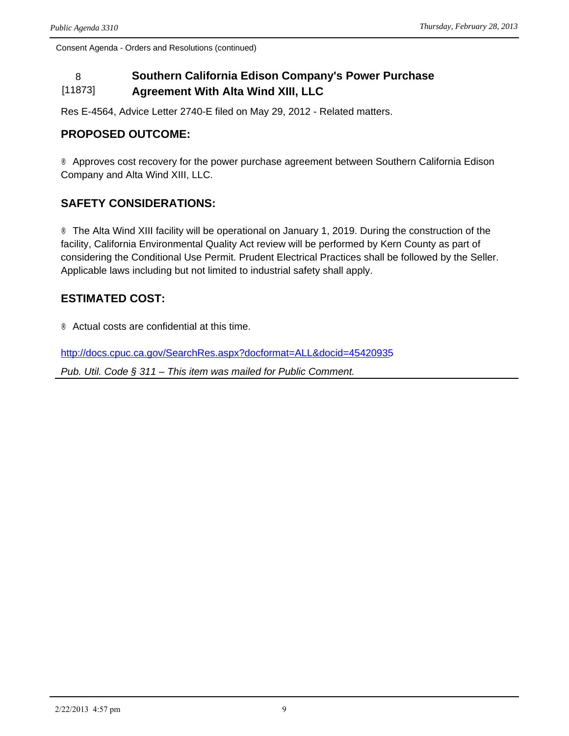Consent Agenda - Orders and Resolutions (continued)

## 8 [11873] Southern California Edison Company's Power Purchase Agreement With Alta Wind XIII, LLC

Res E-4564, Advice Letter 2740-E filed on May 29, 2012 - Related matters.

### PROPOSED OUTCOME:

® Approves cost recovery for the power purchase agreement between Southern California Edison Company and Alta Wind XIII, LLC.

### SAFETY CONSIDERATIONS:

® The Alta Wind XIII facility will be operational on January 1, 2019. During the construction of the facility, California Environmental Quality Act review will be performed by Kern County as part of considering the Conditional Use Permit. Prudent Electrical Practices shall be followed by the Seller. Applicable laws including but not limited to industrial safety shall apply.

### ESTIMATED COST:

® Actual costs are confidential at this time.

http://docs.cpuc.ca.gov/SearchRes.aspx?docformat=ALL&docid=45420935

*Pub. Util. Code § 311 – This item was mailed for Public Comment.*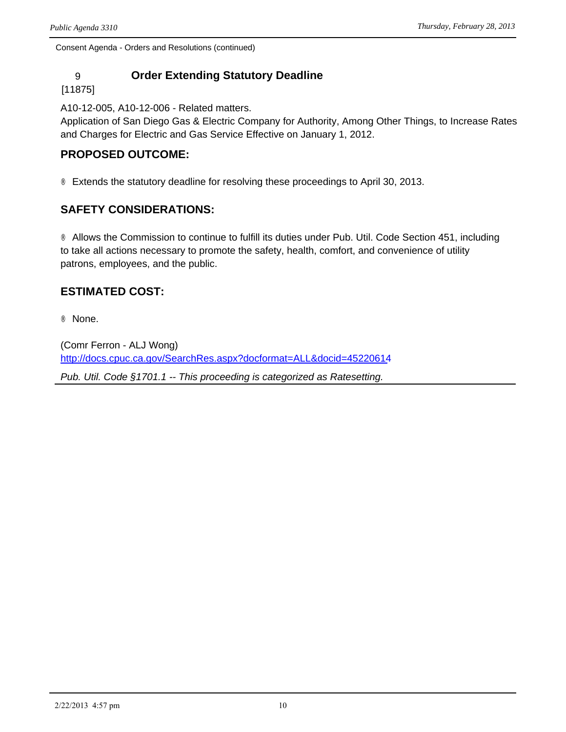Consent Agenda - Orders and Resolutions (continued)

### 9 [11875] Order Extending Statutory Deadline

A10-12-005, A10-12-006 - Related matters.
Application of San Diego Gas & Electric Company for Authority, Among Other Things, to Increase Rates and Charges for Electric and Gas Service Effective on January 1, 2012.

## PROPOSED OUTCOME:

- Extends the statutory deadline for resolving these proceedings to April 30, 2013.

## SAFETY CONSIDERATIONS:

- Allows the Commission to continue to fulfill its duties under Pub. Util. Code Section 451, including to take all actions necessary to promote the safety, health, comfort, and convenience of utility patrons, employees, and the public.

## ESTIMATED COST:

- None.

(Comr Ferron - ALJ Wong)
http://docs.cpuc.ca.gov/SearchRes.aspx?docformat=ALL&docid=45220614

*Pub. Util. Code §1701.1 -- This proceeding is categorized as Ratesetting.*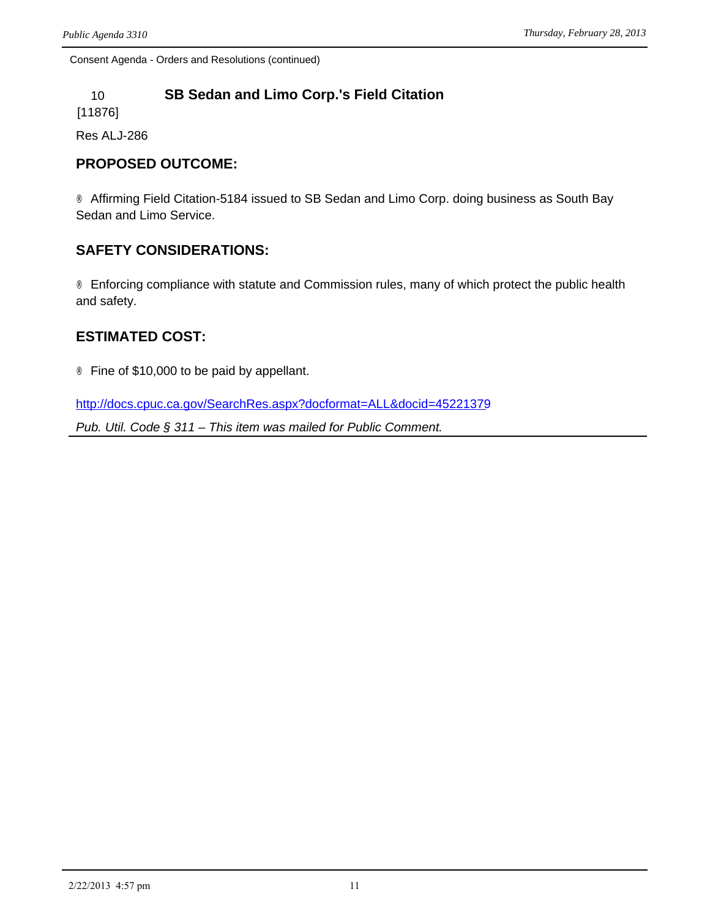Consent Agenda - Orders and Resolutions (continued)

### 10 [11876] SB Sedan and Limo Corp.'s Field Citation

Res ALJ-286

## PROPOSED OUTCOME:

® Affirming Field Citation-5184 issued to SB Sedan and Limo Corp. doing business as South Bay Sedan and Limo Service.

## SAFETY CONSIDERATIONS:

® Enforcing compliance with statute and Commission rules, many of which protect the public health and safety.

## ESTIMATED COST:

® Fine of $10,000 to be paid by appellant.

http://docs.cpuc.ca.gov/SearchRes.aspx?docformat=ALL&docid=45221379

*Pub. Util. Code § 311 – This item was mailed for Public Comment.*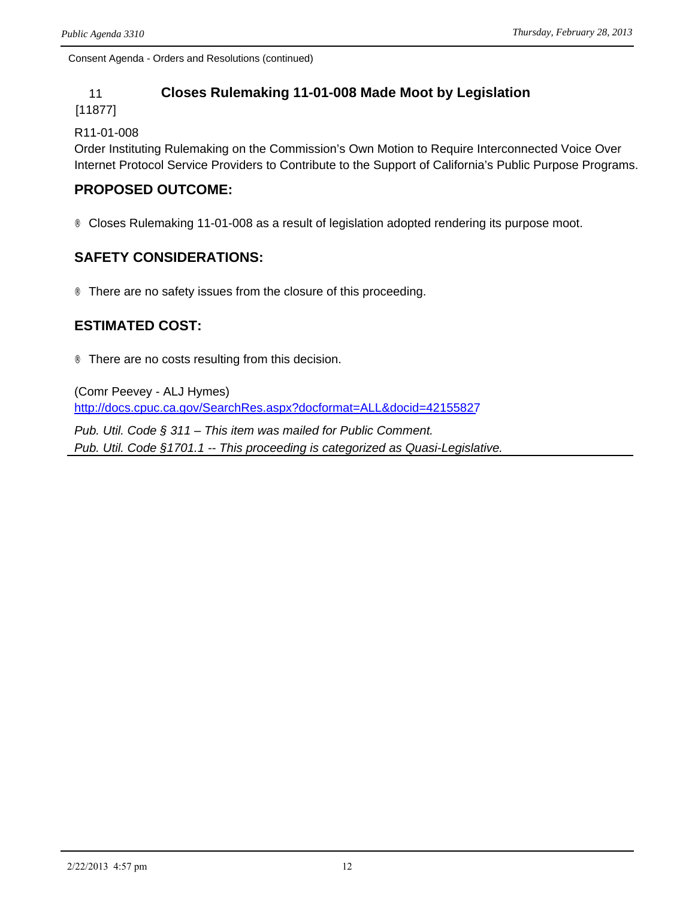Consent Agenda - Orders and Resolutions (continued)

## 11 [11877] Closes Rulemaking 11-01-008 Made Moot by Legislation

R11-01-008
Order Instituting Rulemaking on the Commission's Own Motion to Require Interconnected Voice Over Internet Protocol Service Providers to Contribute to the Support of California's Public Purpose Programs.

### PROPOSED OUTCOME:

- Closes Rulemaking 11-01-008 as a result of legislation adopted rendering its purpose moot.

### SAFETY CONSIDERATIONS:

- There are no safety issues from the closure of this proceeding.

### ESTIMATED COST:

- There are no costs resulting from this decision.

(Comr Peevey - ALJ Hymes)
http://docs.cpuc.ca.gov/SearchRes.aspx?docformat=ALL&docid=42155827

*Pub. Util. Code § 311 – This item was mailed for Public Comment.*
*Pub. Util. Code §1701.1 -- This proceeding is categorized as Quasi-Legislative.*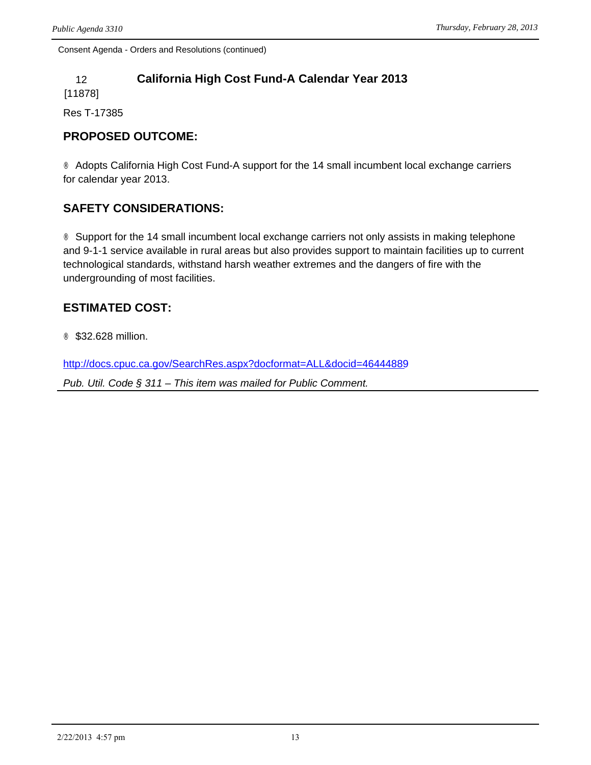Consent Agenda - Orders and Resolutions (continued)

## 12 California High Cost Fund-A Calendar Year 2013

[11878]

Res T-17385

### PROPOSED OUTCOME:

® Adopts California High Cost Fund-A support for the 14 small incumbent local exchange carriers for calendar year 2013.

### SAFETY CONSIDERATIONS:

® Support for the 14 small incumbent local exchange carriers not only assists in making telephone and 9-1-1 service available in rural areas but also provides support to maintain facilities up to current technological standards, withstand harsh weather extremes and the dangers of fire with the undergrounding of most facilities.

### ESTIMATED COST:

® $32.628 million.

http://docs.cpuc.ca.gov/SearchRes.aspx?docformat=ALL&docid=46444889

*Pub. Util. Code § 311 – This item was mailed for Public Comment.*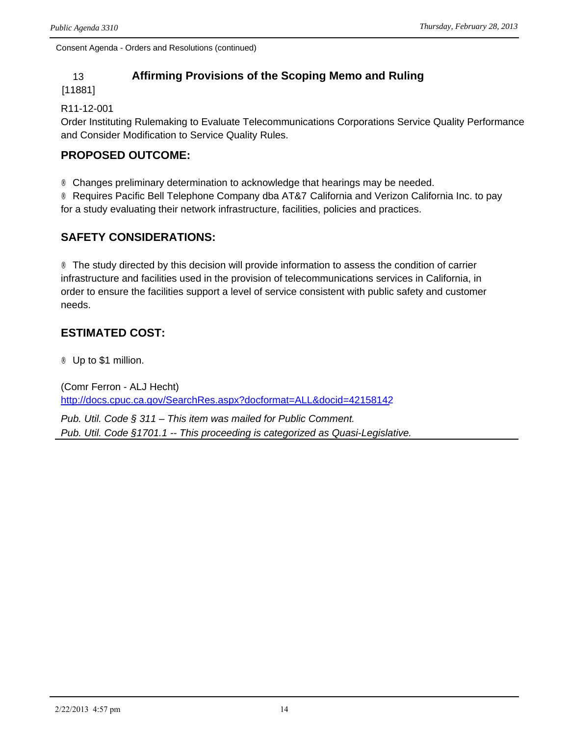Consent Agenda - Orders and Resolutions (continued)

## 13 [11881] Affirming Provisions of the Scoping Memo and Ruling

R11-12-001
Order Instituting Rulemaking to Evaluate Telecommunications Corporations Service Quality Performance and Consider Modification to Service Quality Rules.

### PROPOSED OUTCOME:

® Changes preliminary determination to acknowledge that hearings may be needed.
® Requires Pacific Bell Telephone Company dba AT&7 California and Verizon California Inc. to pay for a study evaluating their network infrastructure, facilities, policies and practices.

### SAFETY CONSIDERATIONS:

® The study directed by this decision will provide information to assess the condition of carrier infrastructure and facilities used in the provision of telecommunications services in California, in order to ensure the facilities support a level of service consistent with public safety and customer needs.

### ESTIMATED COST:

® Up to $1 million.

(Comr Ferron - ALJ Hecht)
http://docs.cpuc.ca.gov/SearchRes.aspx?docformat=ALL&docid=42158142

*Pub. Util. Code § 311 – This item was mailed for Public Comment.*
*Pub. Util. Code §1701.1 -- This proceeding is categorized as Quasi-Legislative.*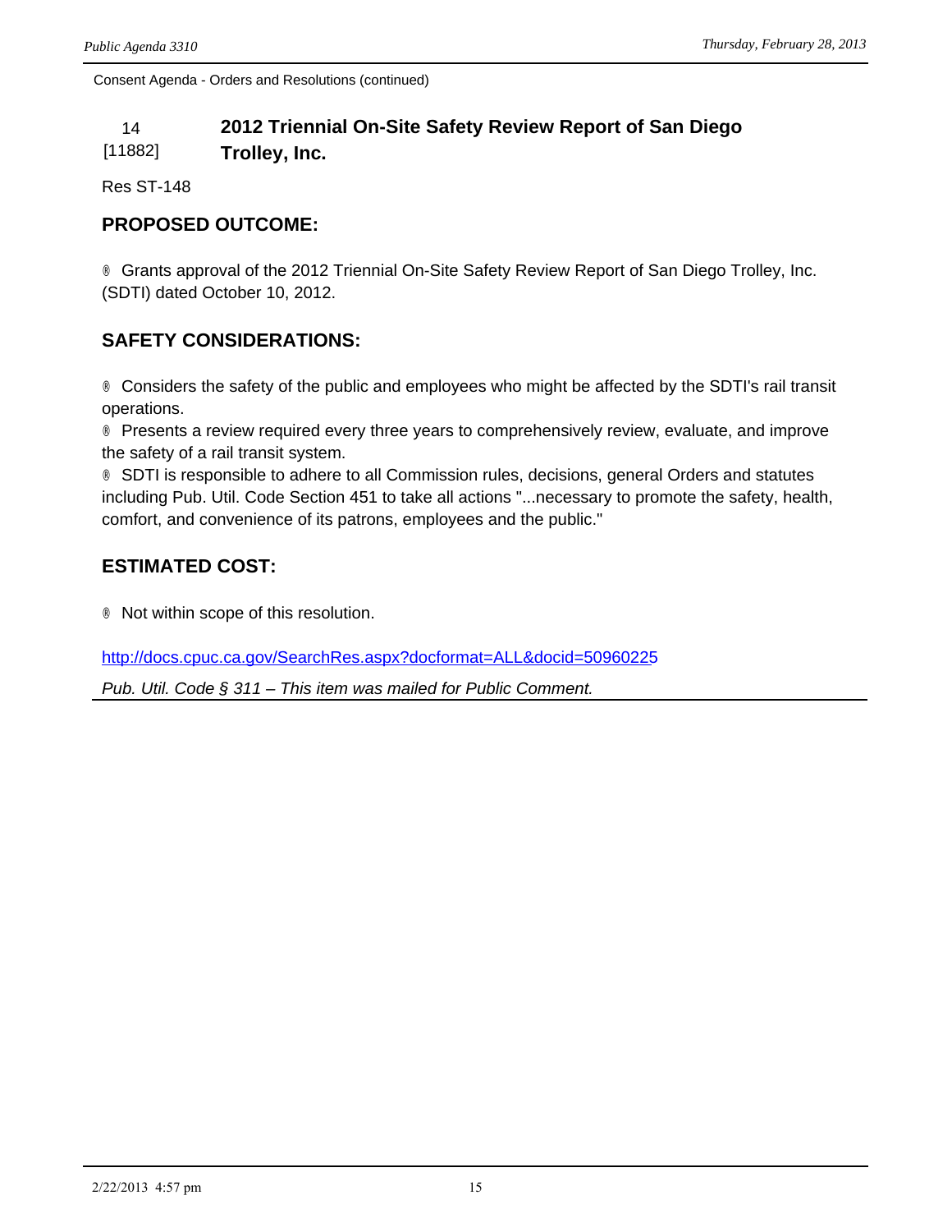Consent Agenda - Orders and Resolutions (continued)

## 14 [11882] 2012 Triennial On-Site Safety Review Report of San Diego Trolley, Inc.

Res ST-148

### PROPOSED OUTCOME:

® Grants approval of the 2012 Triennial On-Site Safety Review Report of San Diego Trolley, Inc. (SDTI) dated October 10, 2012.

### SAFETY CONSIDERATIONS:

® Considers the safety of the public and employees who might be affected by the SDTI's rail transit operations.
® Presents a review required every three years to comprehensively review, evaluate, and improve the safety of a rail transit system.
® SDTI is responsible to adhere to all Commission rules, decisions, general Orders and statutes including Pub. Util. Code Section 451 to take all actions "...necessary to promote the safety, health, comfort, and convenience of its patrons, employees and the public."

### ESTIMATED COST:

® Not within scope of this resolution.

http://docs.cpuc.ca.gov/SearchRes.aspx?docformat=ALL&docid=50960225

*Pub. Util. Code § 311 – This item was mailed for Public Comment.*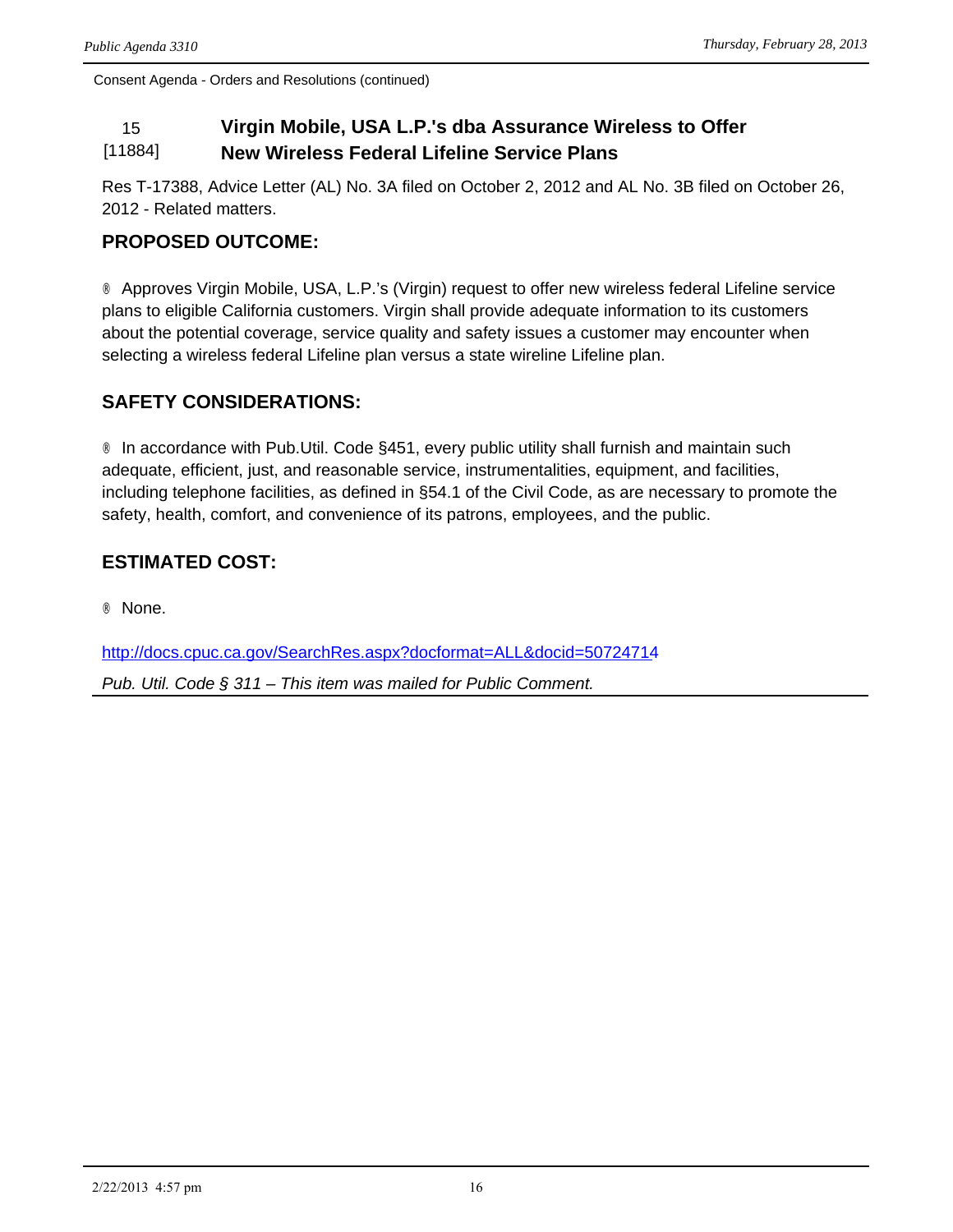Consent Agenda - Orders and Resolutions (continued)

## 15 [11884] Virgin Mobile, USA L.P.'s dba Assurance Wireless to Offer New Wireless Federal Lifeline Service Plans

Res T-17388, Advice Letter (AL) No. 3A filed on October 2, 2012 and AL No. 3B filed on October 26, 2012 - Related matters.

### PROPOSED OUTCOME:

® Approves Virgin Mobile, USA, L.P.'s (Virgin) request to offer new wireless federal Lifeline service plans to eligible California customers. Virgin shall provide adequate information to its customers about the potential coverage, service quality and safety issues a customer may encounter when selecting a wireless federal Lifeline plan versus a state wireline Lifeline plan.

### SAFETY CONSIDERATIONS:

® In accordance with Pub.Util. Code §451, every public utility shall furnish and maintain such adequate, efficient, just, and reasonable service, instrumentalities, equipment, and facilities, including telephone facilities, as defined in §54.1 of the Civil Code, as are necessary to promote the safety, health, comfort, and convenience of its patrons, employees, and the public.

### ESTIMATED COST:

® None.

http://docs.cpuc.ca.gov/SearchRes.aspx?docformat=ALL&docid=50724714

*Pub. Util. Code § 311 – This item was mailed for Public Comment.*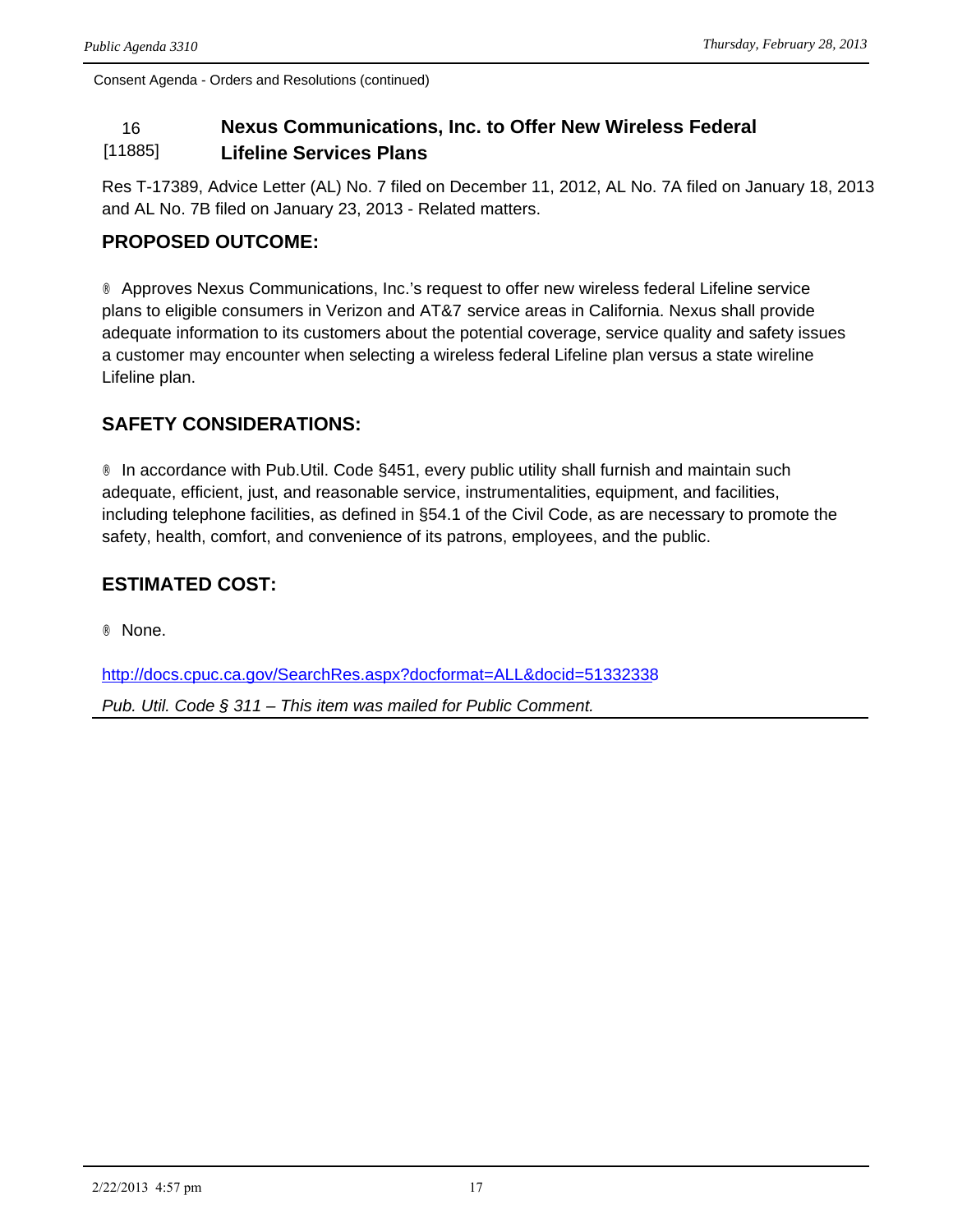Consent Agenda - Orders and Resolutions (continued)

## 16 [11885] Nexus Communications, Inc. to Offer New Wireless Federal Lifeline Services Plans

Res T-17389, Advice Letter (AL) No. 7 filed on December 11, 2012, AL No. 7A filed on January 18, 2013 and AL No. 7B filed on January 23, 2013 - Related matters.

### PROPOSED OUTCOME:

® Approves Nexus Communications, Inc.'s request to offer new wireless federal Lifeline service plans to eligible consumers in Verizon and AT&7 service areas in California. Nexus shall provide adequate information to its customers about the potential coverage, service quality and safety issues a customer may encounter when selecting a wireless federal Lifeline plan versus a state wireline Lifeline plan.

### SAFETY CONSIDERATIONS:

® In accordance with Pub.Util. Code §451, every public utility shall furnish and maintain such adequate, efficient, just, and reasonable service, instrumentalities, equipment, and facilities, including telephone facilities, as defined in §54.1 of the Civil Code, as are necessary to promote the safety, health, comfort, and convenience of its patrons, employees, and the public.

### ESTIMATED COST:

® None.

http://docs.cpuc.ca.gov/SearchRes.aspx?docformat=ALL&docid=51332338

*Pub. Util. Code § 311 – This item was mailed for Public Comment.*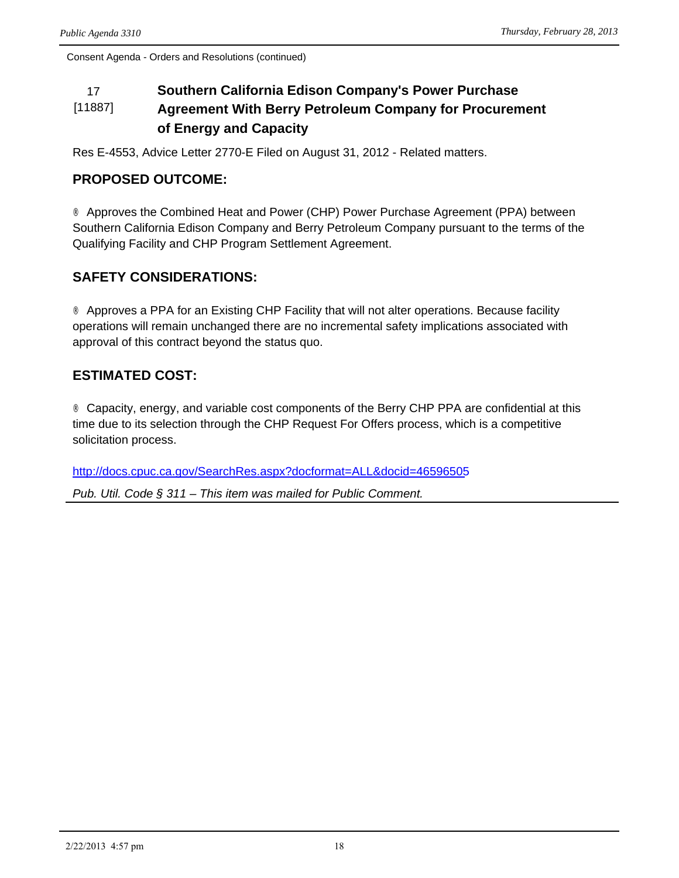Consent Agenda - Orders and Resolutions (continued)

### 17 [11887] Southern California Edison Company's Power Purchase Agreement With Berry Petroleum Company for Procurement of Energy and Capacity

Res E-4553, Advice Letter 2770-E Filed on August 31, 2012 - Related matters.

## PROPOSED OUTCOME:

® Approves the Combined Heat and Power (CHP) Power Purchase Agreement (PPA) between Southern California Edison Company and Berry Petroleum Company pursuant to the terms of the Qualifying Facility and CHP Program Settlement Agreement.

## SAFETY CONSIDERATIONS:

® Approves a PPA for an Existing CHP Facility that will not alter operations. Because facility operations will remain unchanged there are no incremental safety implications associated with approval of this contract beyond the status quo.

## ESTIMATED COST:

® Capacity, energy, and variable cost components of the Berry CHP PPA are confidential at this time due to its selection through the CHP Request For Offers process, which is a competitive solicitation process.

http://docs.cpuc.ca.gov/SearchRes.aspx?docformat=ALL&docid=46596505

*Pub. Util. Code § 311 – This item was mailed for Public Comment.*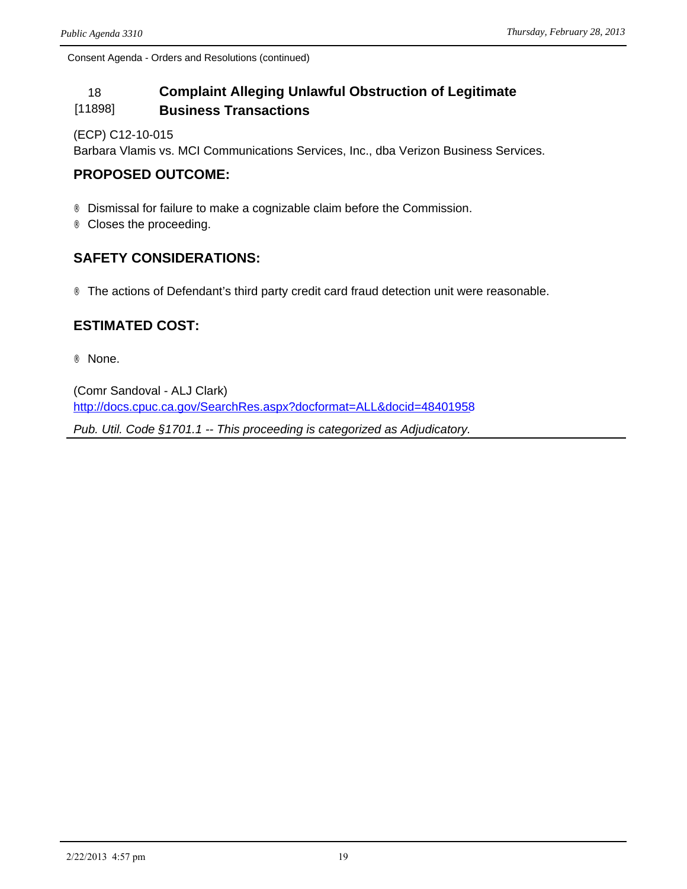Consent Agenda - Orders and Resolutions (continued)

## 18 [11898] Complaint Alleging Unlawful Obstruction of Legitimate Business Transactions

(ECP) C12-10-015
Barbara Vlamis vs. MCI Communications Services, Inc., dba Verizon Business Services.

### PROPOSED OUTCOME:

- Dismissal for failure to make a cognizable claim before the Commission.
- Closes the proceeding.

### SAFETY CONSIDERATIONS:

- The actions of Defendant's third party credit card fraud detection unit were reasonable.

### ESTIMATED COST:

- None.

(Comr Sandoval - ALJ Clark)
http://docs.cpuc.ca.gov/SearchRes.aspx?docformat=ALL&docid=48401958

*Pub. Util. Code §1701.1 -- This proceeding is categorized as Adjudicatory.*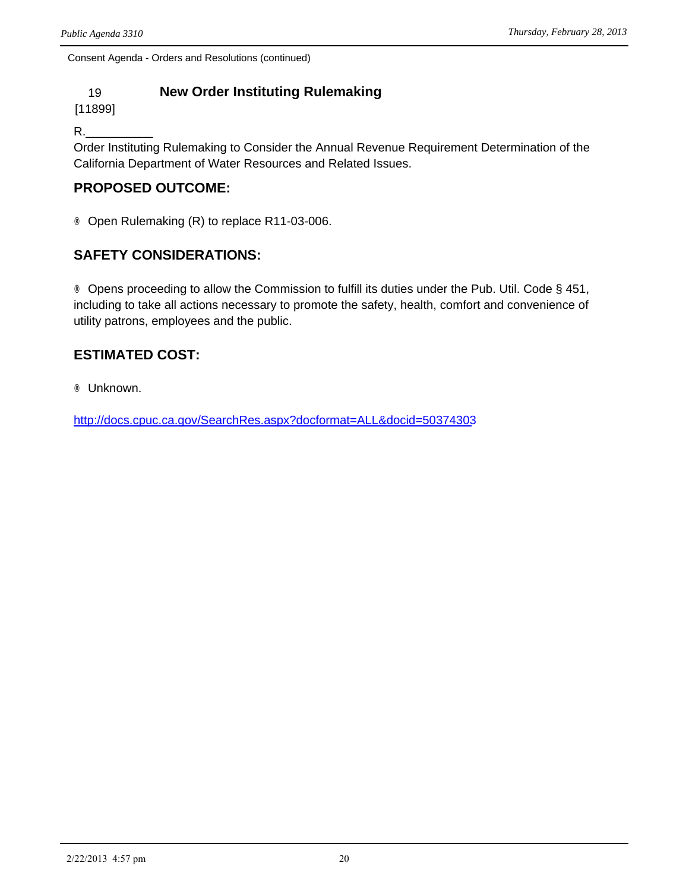Consent Agenda - Orders and Resolutions (continued)

## 19 [11899] New Order Instituting Rulemaking

R.__________

Order Instituting Rulemaking to Consider the Annual Revenue Requirement Determination of the California Department of Water Resources and Related Issues.

### PROPOSED OUTCOME:

- Open Rulemaking (R) to replace R11-03-006.

### SAFETY CONSIDERATIONS:

- Opens proceeding to allow the Commission to fulfill its duties under the Pub. Util. Code § 451, including to take all actions necessary to promote the safety, health, comfort and convenience of utility patrons, employees and the public.

### ESTIMATED COST:

- Unknown.

http://docs.cpuc.ca.gov/SearchRes.aspx?docformat=ALL&docid=50374303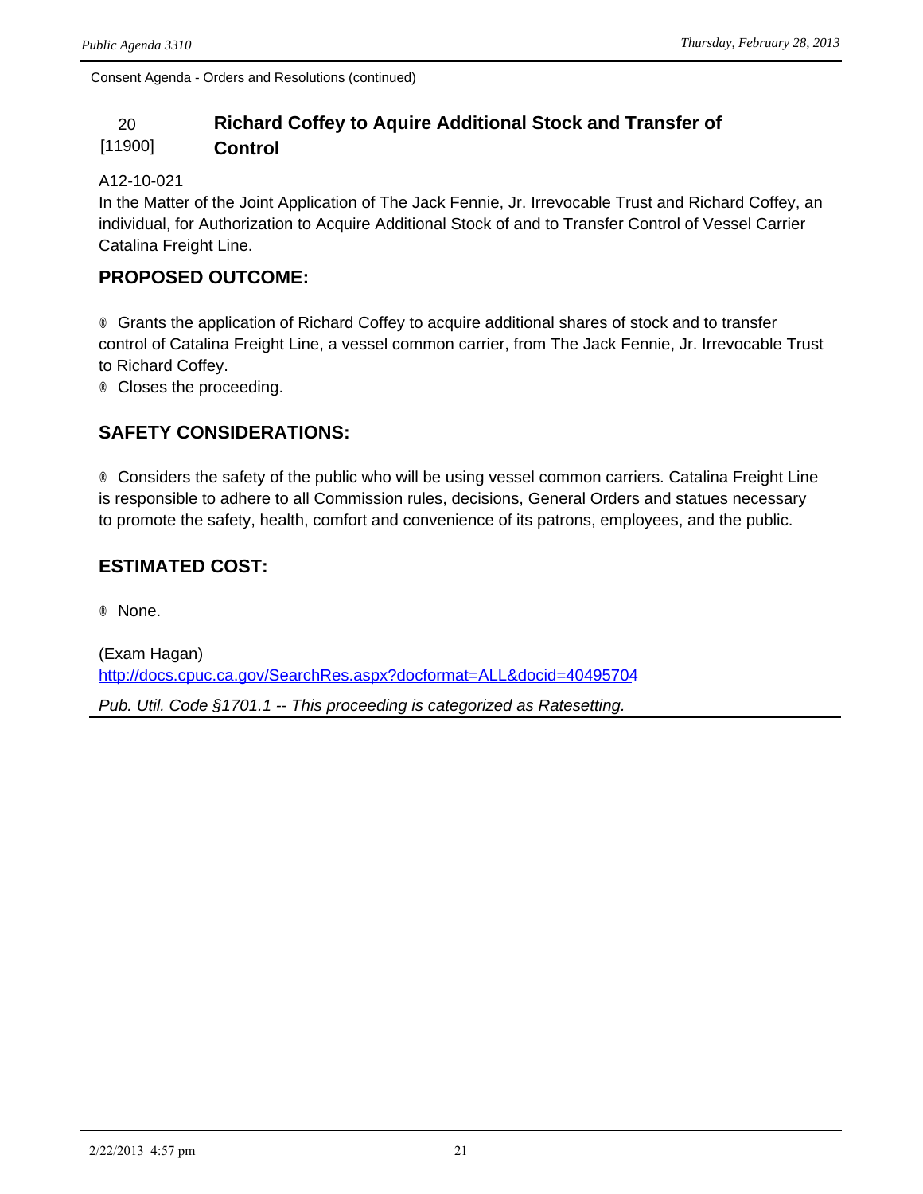Consent Agenda - Orders and Resolutions (continued)

## 20 [11900] Richard Coffey to Aquire Additional Stock and Transfer of Control

A12-10-021
In the Matter of the Joint Application of The Jack Fennie, Jr. Irrevocable Trust and Richard Coffey, an individual, for Authorization to Acquire Additional Stock of and to Transfer Control of Vessel Carrier Catalina Freight Line.

### PROPOSED OUTCOME:

® Grants the application of Richard Coffey to acquire additional shares of stock and to transfer control of Catalina Freight Line, a vessel common carrier, from The Jack Fennie, Jr. Irrevocable Trust to Richard Coffey.
® Closes the proceeding.

### SAFETY CONSIDERATIONS:

® Considers the safety of the public who will be using vessel common carriers. Catalina Freight Line is responsible to adhere to all Commission rules, decisions, General Orders and statues necessary to promote the safety, health, comfort and convenience of its patrons, employees, and the public.

### ESTIMATED COST:

® None.

(Exam Hagan)
http://docs.cpuc.ca.gov/SearchRes.aspx?docformat=ALL&docid=40495704

*Pub. Util. Code §1701.1 -- This proceeding is categorized as Ratesetting.*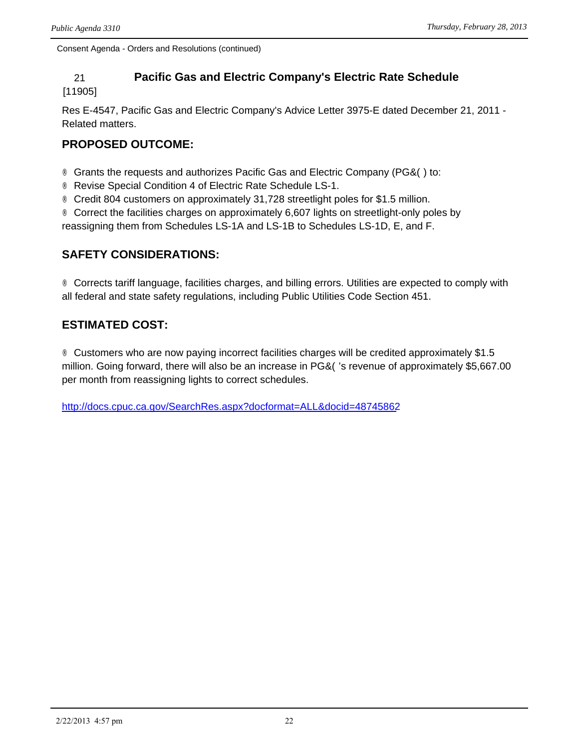Consent Agenda - Orders and Resolutions (continued)

## 21 [11905] Pacific Gas and Electric Company's Electric Rate Schedule

Res E-4547, Pacific Gas and Electric Company's Advice Letter 3975-E dated December 21, 2011 - Related matters.

### PROPOSED OUTCOME:

® Grants the requests and authorizes Pacific Gas and Electric Company (PG&( ) to:
® Revise Special Condition 4 of Electric Rate Schedule LS-1.
® Credit 804 customers on approximately 31,728 streetlight poles for $1.5 million.
® Correct the facilities charges on approximately 6,607 lights on streetlight-only poles by reassigning them from Schedules LS-1A and LS-1B to Schedules LS-1D, E, and F.

### SAFETY CONSIDERATIONS:

® Corrects tariff language, facilities charges, and billing errors. Utilities are expected to comply with all federal and state safety regulations, including Public Utilities Code Section 451.

### ESTIMATED COST:

® Customers who are now paying incorrect facilities charges will be credited approximately $1.5 million. Going forward, there will also be an increase in PG&( 's revenue of approximately $5,667.00 per month from reassigning lights to correct schedules.

http://docs.cpuc.ca.gov/SearchRes.aspx?docformat=ALL&docid=48745862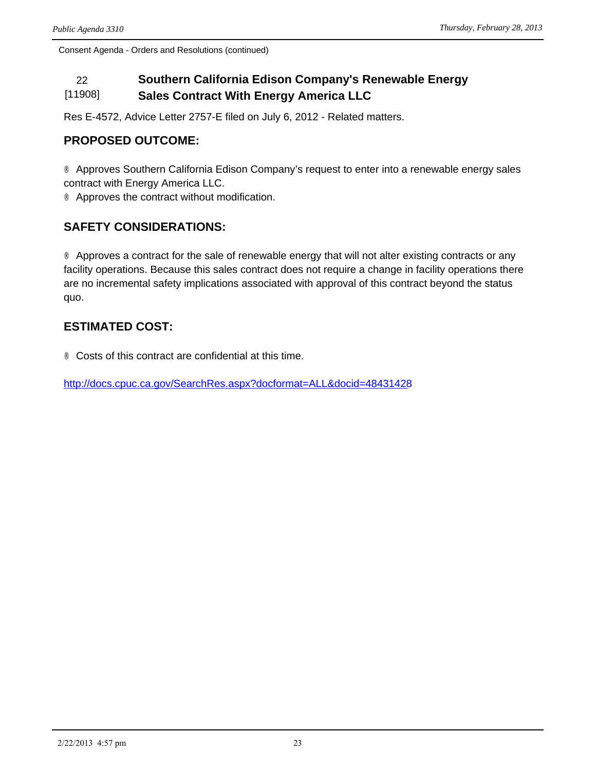Consent Agenda - Orders and Resolutions (continued)

## 22 [11908] Southern California Edison Company's Renewable Energy Sales Contract With Energy America LLC

Res E-4572, Advice Letter 2757-E filed on July 6, 2012 - Related matters.

### PROPOSED OUTCOME:

® Approves Southern California Edison Company's request to enter into a renewable energy sales contract with Energy America LLC.
® Approves the contract without modification.

### SAFETY CONSIDERATIONS:

® Approves a contract for the sale of renewable energy that will not alter existing contracts or any facility operations. Because this sales contract does not require a change in facility operations there are no incremental safety implications associated with approval of this contract beyond the status quo.

### ESTIMATED COST:

® Costs of this contract are confidential at this time.

http://docs.cpuc.ca.gov/SearchRes.aspx?docformat=ALL&docid=48431428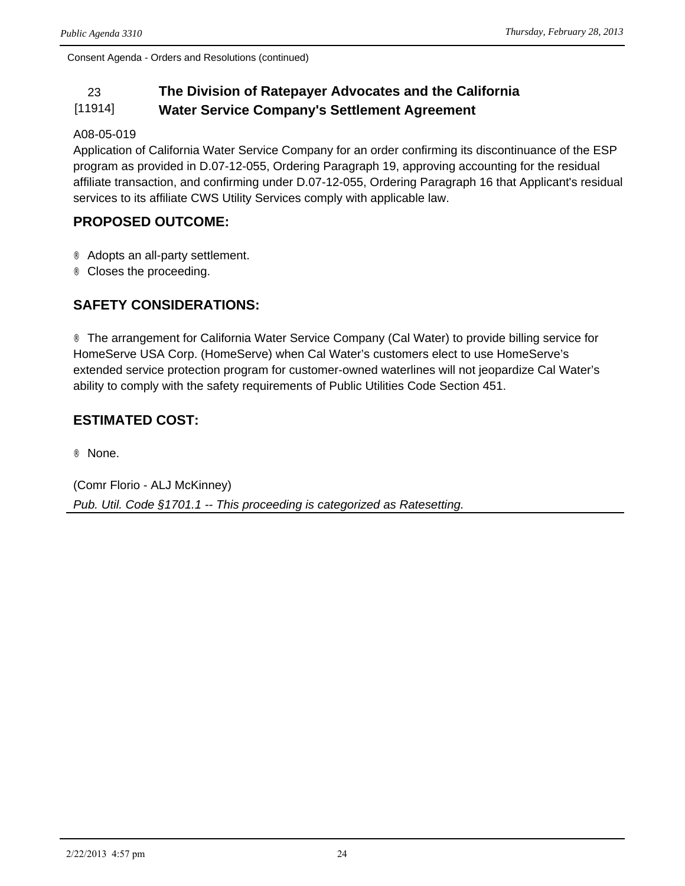Consent Agenda - Orders and Resolutions (continued)

## 23 [11914] The Division of Ratepayer Advocates and the California Water Service Company's Settlement Agreement

A08-05-019

Application of California Water Service Company for an order confirming its discontinuance of the ESP program as provided in D.07-12-055, Ordering Paragraph 19, approving accounting for the residual affiliate transaction, and confirming under D.07-12-055, Ordering Paragraph 16 that Applicant's residual services to its affiliate CWS Utility Services comply with applicable law.

### PROPOSED OUTCOME:

- Adopts an all-party settlement.
- Closes the proceeding.

### SAFETY CONSIDERATIONS:

- The arrangement for California Water Service Company (Cal Water) to provide billing service for HomeServe USA Corp. (HomeServe) when Cal Water's customers elect to use HomeServe's extended service protection program for customer-owned waterlines will not jeopardize Cal Water's ability to comply with the safety requirements of Public Utilities Code Section 451.

### ESTIMATED COST:

- None.

(Comr Florio - ALJ McKinney)

*Pub. Util. Code §1701.1 -- This proceeding is categorized as Ratesetting.*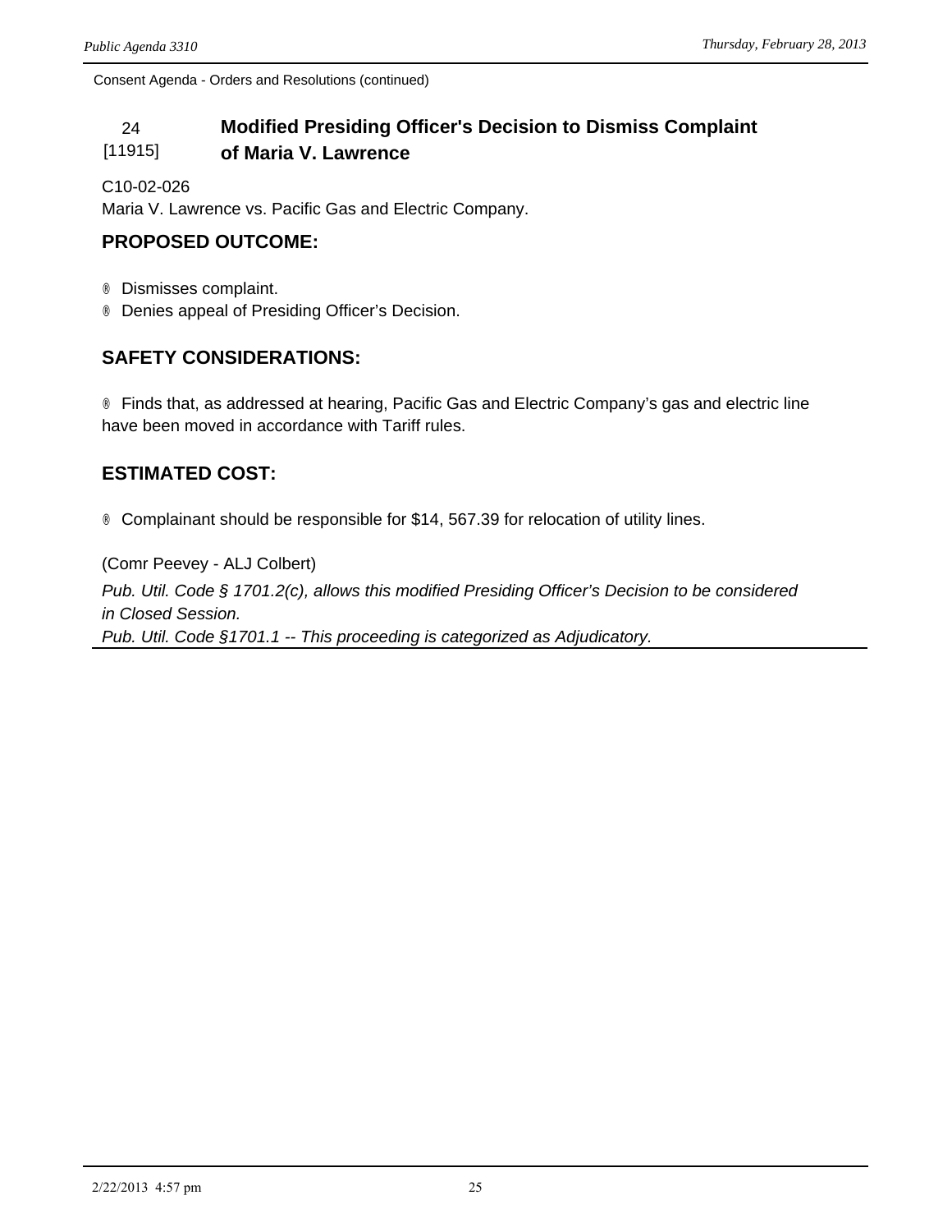Consent Agenda - Orders and Resolutions (continued)

## 24 [11915] Modified Presiding Officer's Decision to Dismiss Complaint of Maria V. Lawrence

C10-02-026
Maria V. Lawrence vs. Pacific Gas and Electric Company.

### PROPOSED OUTCOME:

- Dismisses complaint.
- Denies appeal of Presiding Officer's Decision.

### SAFETY CONSIDERATIONS:

- Finds that, as addressed at hearing, Pacific Gas and Electric Company's gas and electric line have been moved in accordance with Tariff rules.

### ESTIMATED COST:

- Complainant should be responsible for $14, 567.39 for relocation of utility lines.

(Comr Peevey - ALJ Colbert)

*Pub. Util. Code § 1701.2(c), allows this modified Presiding Officer's Decision to be considered in Closed Session.*
*Pub. Util. Code §1701.1 -- This proceeding is categorized as Adjudicatory.*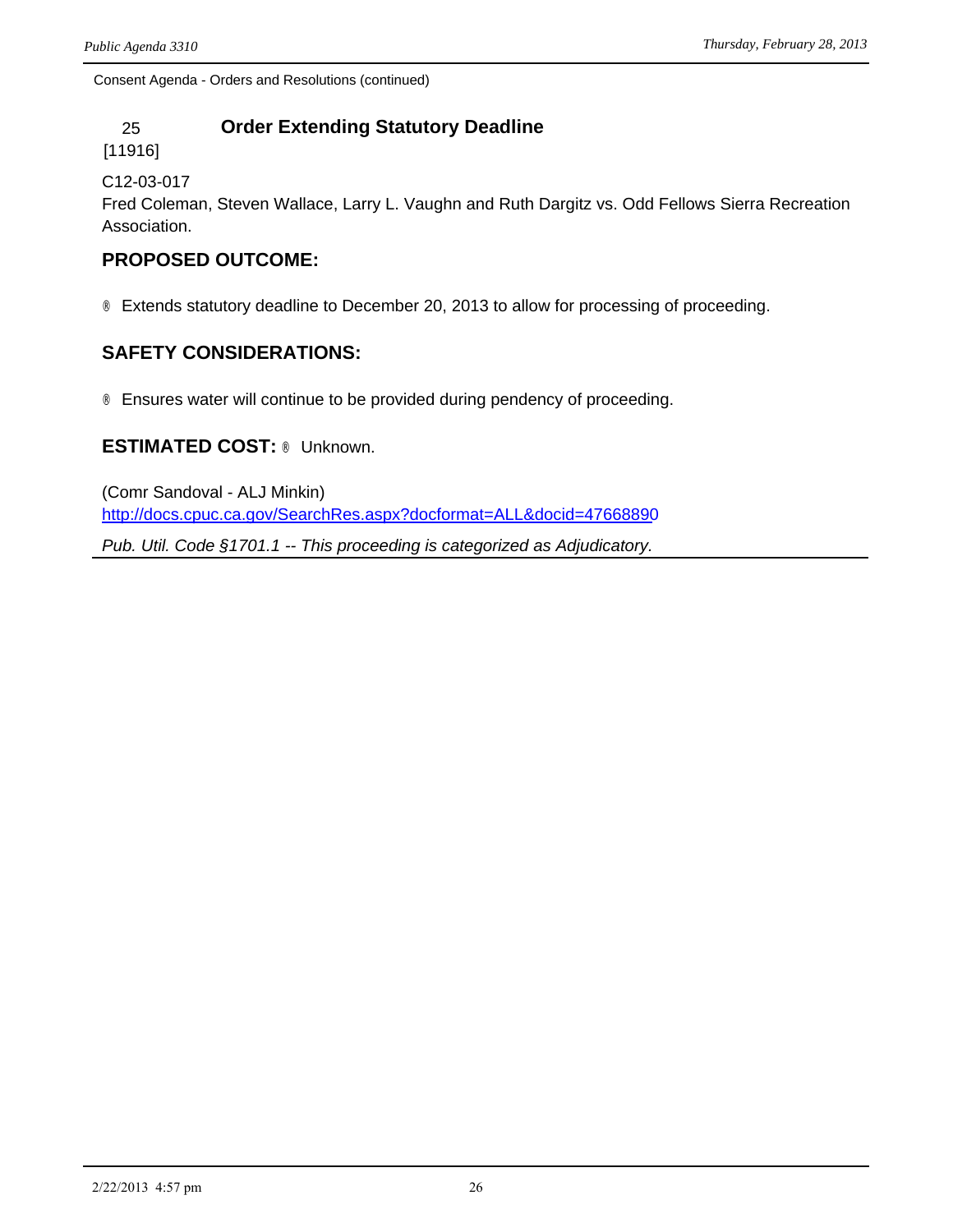Consent Agenda - Orders and Resolutions (continued)

## 25 [11916] Order Extending Statutory Deadline

C12-03-017
Fred Coleman, Steven Wallace, Larry L. Vaughn and Ruth Dargitz vs. Odd Fellows Sierra Recreation Association.

### PROPOSED OUTCOME:

- Extends statutory deadline to December 20, 2013 to allow for processing of proceeding.

### SAFETY CONSIDERATIONS:

- Ensures water will continue to be provided during pendency of proceeding.

**ESTIMATED COST:** ® Unknown.

(Comr Sandoval - ALJ Minkin)
http://docs.cpuc.ca.gov/SearchRes.aspx?docformat=ALL&docid=47668890

*Pub. Util. Code §1701.1 -- This proceeding is categorized as Adjudicatory.*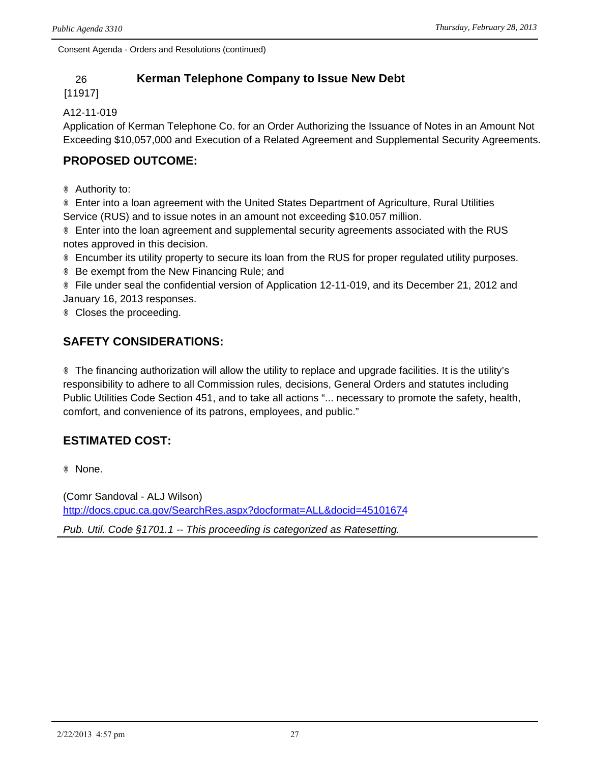Consent Agenda - Orders and Resolutions (continued)

## 26 [11917] Kerman Telephone Company to Issue New Debt

A12-11-019

Application of Kerman Telephone Co. for an Order Authorizing the Issuance of Notes in an Amount Not Exceeding $10,057,000 and Execution of a Related Agreement and Supplemental Security Agreements.

### PROPOSED OUTCOME:

- Authority to:
- Enter into a loan agreement with the United States Department of Agriculture, Rural Utilities Service (RUS) and to issue notes in an amount not exceeding $10.057 million.
- Enter into the loan agreement and supplemental security agreements associated with the RUS notes approved in this decision.
- Encumber its utility property to secure its loan from the RUS for proper regulated utility purposes.
- Be exempt from the New Financing Rule; and
- File under seal the confidential version of Application 12-11-019, and its December 21, 2012 and January 16, 2013 responses.
- Closes the proceeding.

### SAFETY CONSIDERATIONS:

- The financing authorization will allow the utility to replace and upgrade facilities. It is the utility's responsibility to adhere to all Commission rules, decisions, General Orders and statutes including Public Utilities Code Section 451, and to take all actions "... necessary to promote the safety, health, comfort, and convenience of its patrons, employees, and public."

### ESTIMATED COST:

- None.

(Comr Sandoval - ALJ Wilson)
http://docs.cpuc.ca.gov/SearchRes.aspx?docformat=ALL&docid=45101674

*Pub. Util. Code §1701.1 -- This proceeding is categorized as Ratesetting.*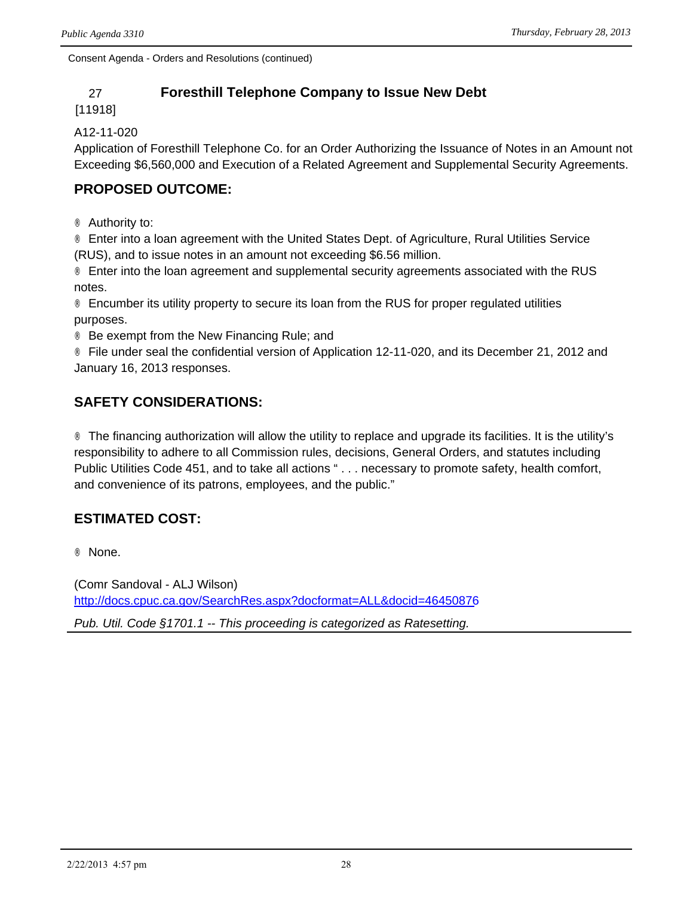Consent Agenda - Orders and Resolutions (continued)

## 27 [11918] Foresthill Telephone Company to Issue New Debt

A12-11-020

Application of Foresthill Telephone Co. for an Order Authorizing the Issuance of Notes in an Amount not Exceeding $6,560,000 and Execution of a Related Agreement and Supplemental Security Agreements.

### PROPOSED OUTCOME:

- Authority to:
- Enter into a loan agreement with the United States Dept. of Agriculture, Rural Utilities Service (RUS), and to issue notes in an amount not exceeding $6.56 million.
- Enter into the loan agreement and supplemental security agreements associated with the RUS notes.
- Encumber its utility property to secure its loan from the RUS for proper regulated utilities purposes.
- Be exempt from the New Financing Rule; and
- File under seal the confidential version of Application 12-11-020, and its December 21, 2012 and January 16, 2013 responses.

### SAFETY CONSIDERATIONS:

- The financing authorization will allow the utility to replace and upgrade its facilities. It is the utility's responsibility to adhere to all Commission rules, decisions, General Orders, and statutes including Public Utilities Code 451, and to take all actions " . . . necessary to promote safety, health comfort, and convenience of its patrons, employees, and the public."

### ESTIMATED COST:

- None.

(Comr Sandoval - ALJ Wilson)
http://docs.cpuc.ca.gov/SearchRes.aspx?docformat=ALL&docid=46450876

*Pub. Util. Code §1701.1 -- This proceeding is categorized as Ratesetting.*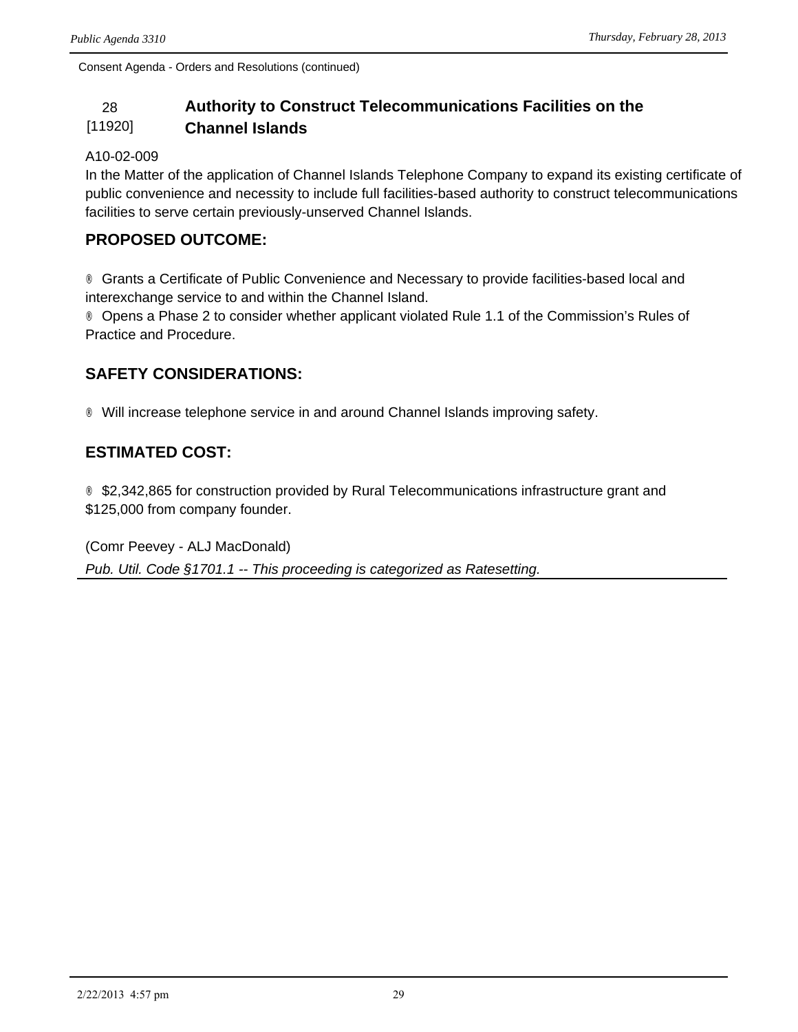Consent Agenda - Orders and Resolutions (continued)

### 28 [11920] Authority to Construct Telecommunications Facilities on the Channel Islands

A10-02-009
In the Matter of the application of Channel Islands Telephone Company to expand its existing certificate of public convenience and necessity to include full facilities-based authority to construct telecommunications facilities to serve certain previously-unserved Channel Islands.

**PROPOSED OUTCOME:**

® Grants a Certificate of Public Convenience and Necessary to provide facilities-based local and interexchange service to and within the Channel Island.
® Opens a Phase 2 to consider whether applicant violated Rule 1.1 of the Commission's Rules of Practice and Procedure.

**SAFETY CONSIDERATIONS:**

® Will increase telephone service in and around Channel Islands improving safety.

**ESTIMATED COST:**

® $2,342,865 for construction provided by Rural Telecommunications infrastructure grant and $125,000 from company founder.

(Comr Peevey - ALJ MacDonald)
*Pub. Util. Code §1701.1 -- This proceeding is categorized as Ratesetting.*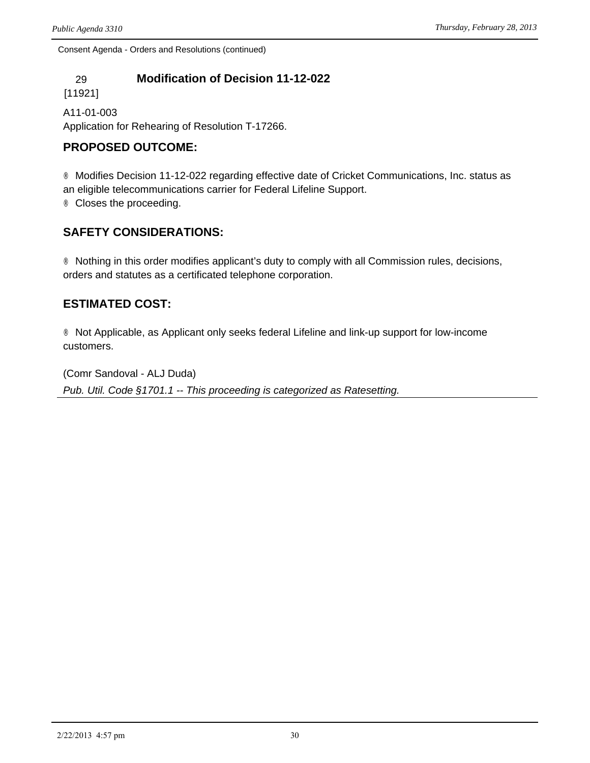Consent Agenda - Orders and Resolutions (continued)

## 29 [11921] Modification of Decision 11-12-022

A11-01-003
Application for Rehearing of Resolution T-17266.

### PROPOSED OUTCOME:

- Modifies Decision 11-12-022 regarding effective date of Cricket Communications, Inc. status as an eligible telecommunications carrier for Federal Lifeline Support.
- Closes the proceeding.

### SAFETY CONSIDERATIONS:

- Nothing in this order modifies applicant's duty to comply with all Commission rules, decisions, orders and statutes as a certificated telephone corporation.

### ESTIMATED COST:

- Not Applicable, as Applicant only seeks federal Lifeline and link-up support for low-income customers.

(Comr Sandoval - ALJ Duda)
*Pub. Util. Code §1701.1 -- This proceeding is categorized as Ratesetting.*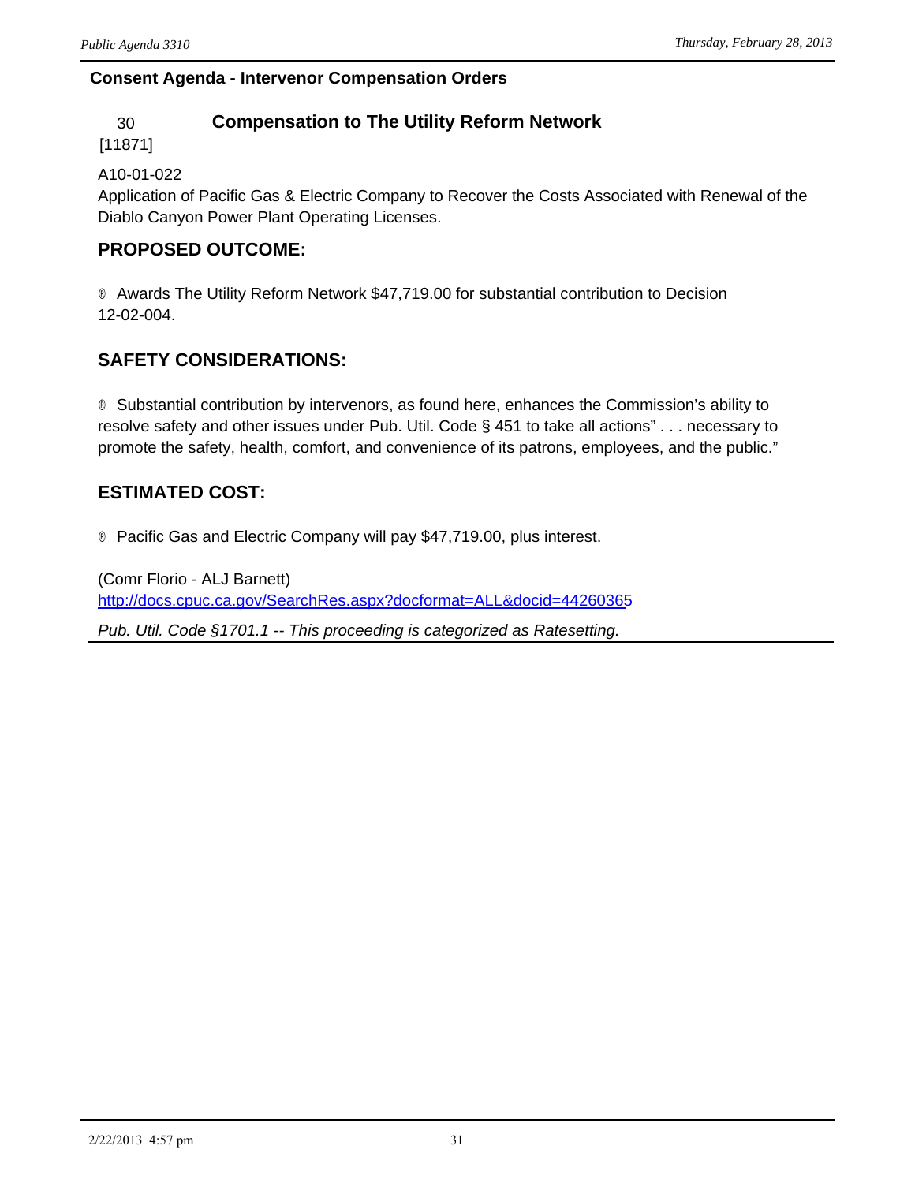## Consent Agenda - Intervenor Compensation Orders

### 30 [11871] Compensation to The Utility Reform Network

A10-01-022
Application of Pacific Gas & Electric Company to Recover the Costs Associated with Renewal of the Diablo Canyon Power Plant Operating Licenses.

### PROPOSED OUTCOME:

® Awards The Utility Reform Network $47,719.00 for substantial contribution to Decision 12-02-004.

### SAFETY CONSIDERATIONS:

® Substantial contribution by intervenors, as found here, enhances the Commission's ability to resolve safety and other issues under Pub. Util. Code § 451 to take all actions" . . . necessary to promote the safety, health, comfort, and convenience of its patrons, employees, and the public."

### ESTIMATED COST:

® Pacific Gas and Electric Company will pay $47,719.00, plus interest.

(Comr Florio - ALJ Barnett)
http://docs.cpuc.ca.gov/SearchRes.aspx?docformat=ALL&docid=44260365

*Pub. Util. Code §1701.1 -- This proceeding is categorized as Ratesetting.*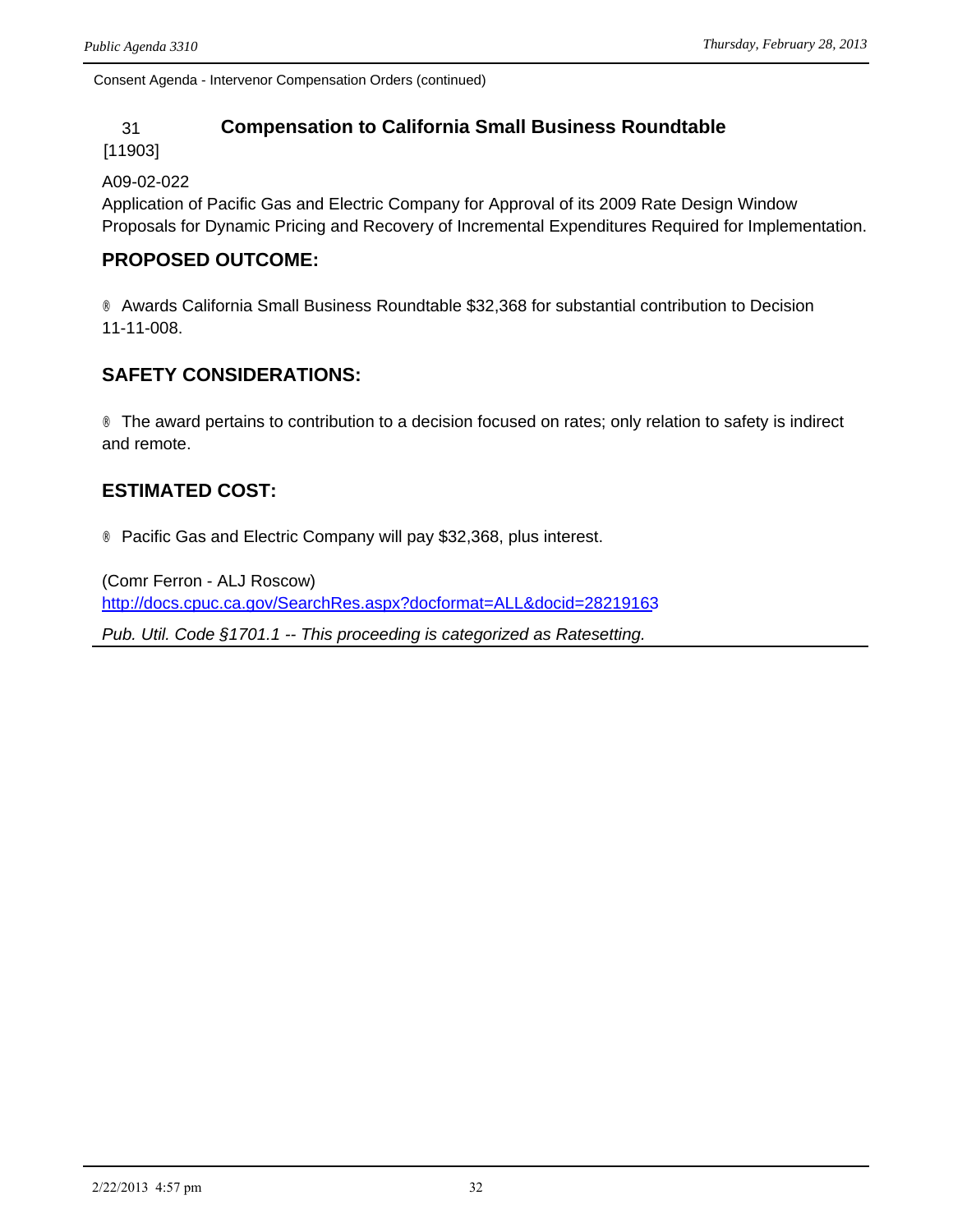Consent Agenda - Intervenor Compensation Orders (continued)

## 31 [11903] Compensation to California Small Business Roundtable

A09-02-022
Application of Pacific Gas and Electric Company for Approval of its 2009 Rate Design Window Proposals for Dynamic Pricing and Recovery of Incremental Expenditures Required for Implementation.

### PROPOSED OUTCOME:

® Awards California Small Business Roundtable $32,368 for substantial contribution to Decision 11-11-008.

### SAFETY CONSIDERATIONS:

® The award pertains to contribution to a decision focused on rates; only relation to safety is indirect and remote.

### ESTIMATED COST:

® Pacific Gas and Electric Company will pay $32,368, plus interest.

(Comr Ferron - ALJ Roscow)
http://docs.cpuc.ca.gov/SearchRes.aspx?docformat=ALL&docid=28219163

*Pub. Util. Code §1701.1 -- This proceeding is categorized as Ratesetting.*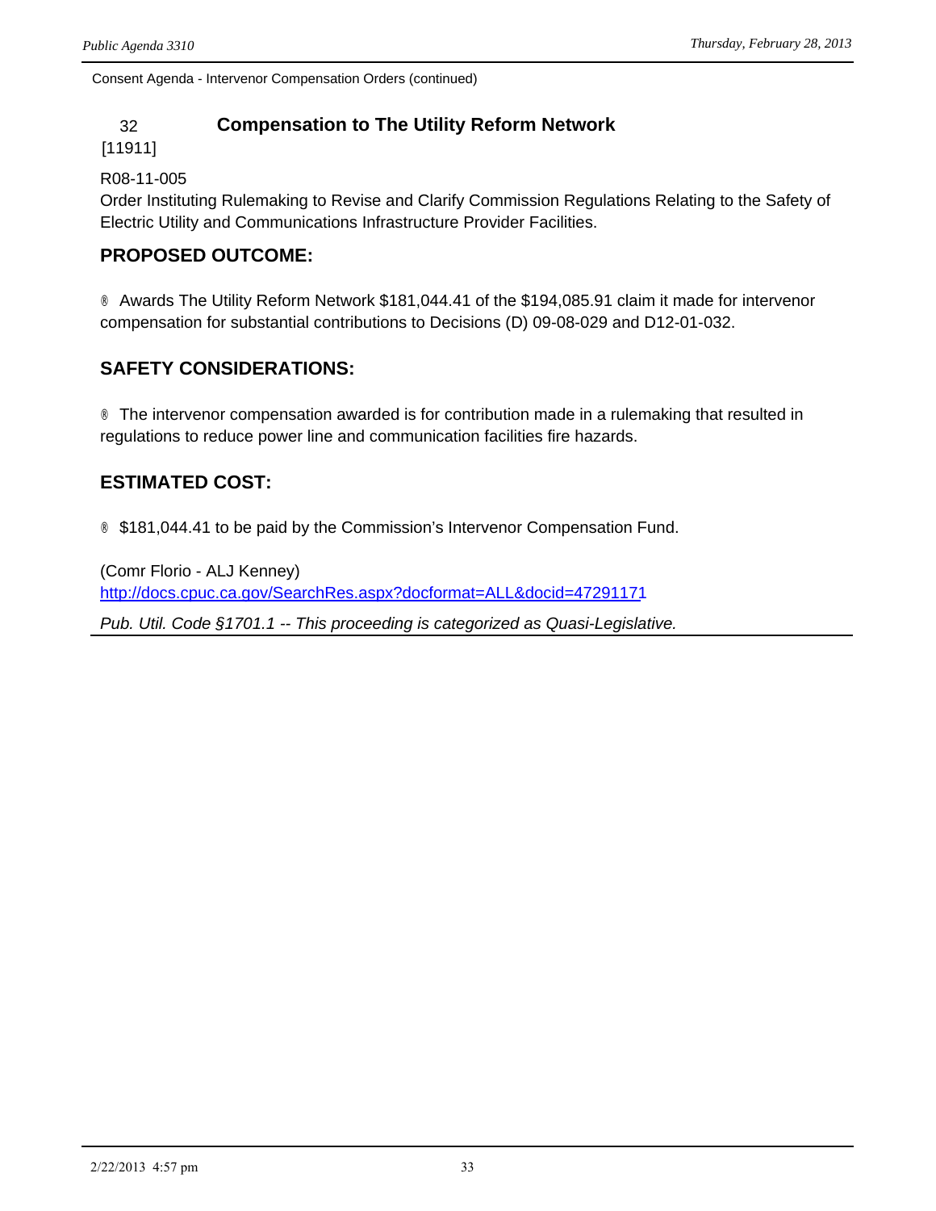Consent Agenda - Intervenor Compensation Orders (continued)

32 [11911]

## Compensation to The Utility Reform Network

R08-11-005
Order Instituting Rulemaking to Revise and Clarify Commission Regulations Relating to the Safety of Electric Utility and Communications Infrastructure Provider Facilities.

### PROPOSED OUTCOME:

® Awards The Utility Reform Network $181,044.41 of the $194,085.91 claim it made for intervenor compensation for substantial contributions to Decisions (D) 09-08-029 and D12-01-032.

### SAFETY CONSIDERATIONS:

® The intervenor compensation awarded is for contribution made in a rulemaking that resulted in regulations to reduce power line and communication facilities fire hazards.

### ESTIMATED COST:

® $181,044.41 to be paid by the Commission's Intervenor Compensation Fund.

(Comr Florio - ALJ Kenney)
http://docs.cpuc.ca.gov/SearchRes.aspx?docformat=ALL&docid=47291171

*Pub. Util. Code §1701.1 -- This proceeding is categorized as Quasi-Legislative.*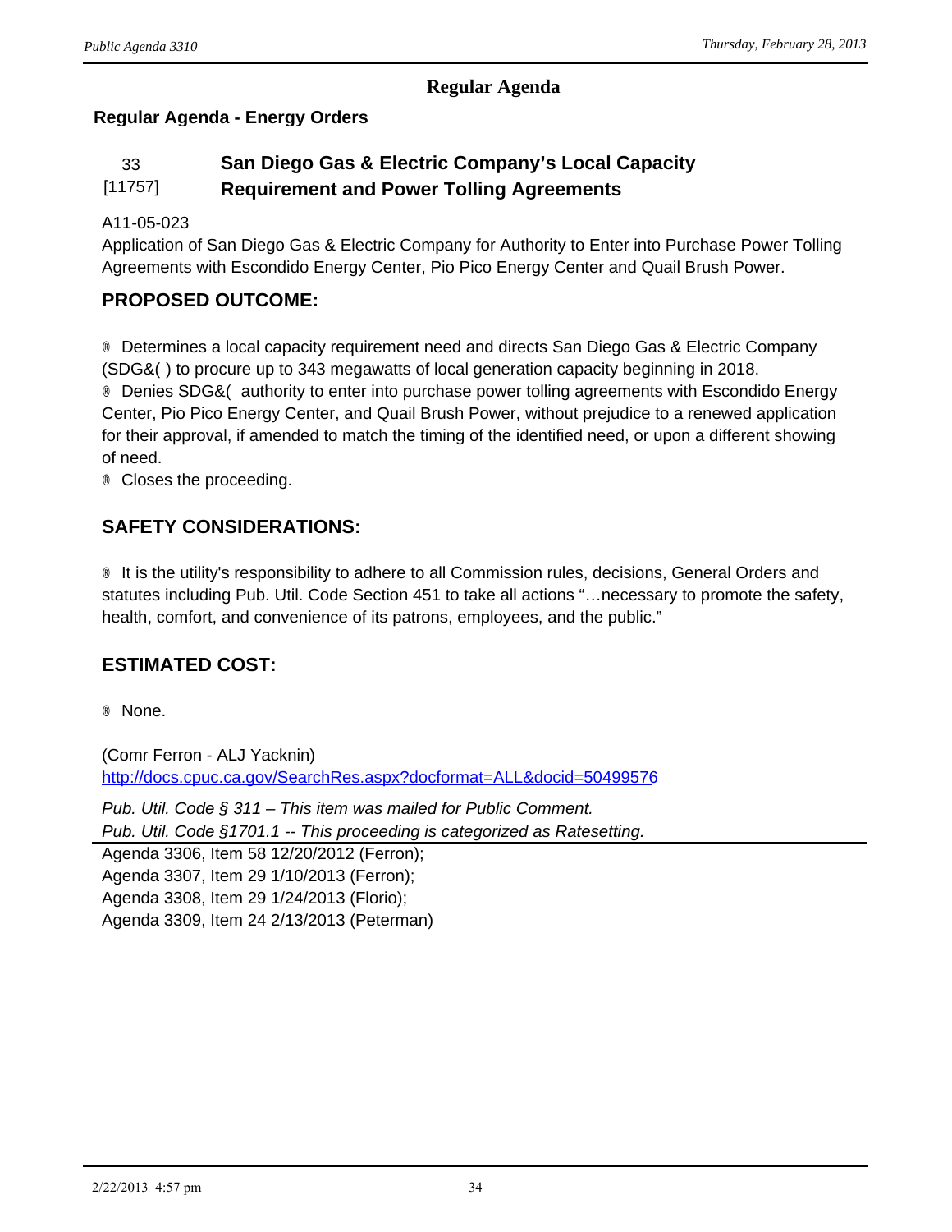## Regular Agenda

### Regular Agenda - Energy Orders

### 33 [11757] San Diego Gas & Electric Company's Local Capacity Requirement and Power Tolling Agreements

A11-05-023
Application of San Diego Gas & Electric Company for Authority to Enter into Purchase Power Tolling Agreements with Escondido Energy Center, Pio Pico Energy Center and Quail Brush Power.

**PROPOSED OUTCOME:**

- Determines a local capacity requirement need and directs San Diego Gas & Electric Company (SDG&( ) to procure up to 343 megawatts of local generation capacity beginning in 2018.
- Denies SDG&( authority to enter into purchase power tolling agreements with Escondido Energy Center, Pio Pico Energy Center, and Quail Brush Power, without prejudice to a renewed application for their approval, if amended to match the timing of the identified need, or upon a different showing of need.
- Closes the proceeding.

**SAFETY CONSIDERATIONS:**

- It is the utility's responsibility to adhere to all Commission rules, decisions, General Orders and statutes including Pub. Util. Code Section 451 to take all actions "…necessary to promote the safety, health, comfort, and convenience of its patrons, employees, and the public."

**ESTIMATED COST:**

- None.

(Comr Ferron - ALJ Yacknin)
http://docs.cpuc.ca.gov/SearchRes.aspx?docformat=ALL&docid=50499576

*Pub. Util. Code § 311 – This item was mailed for Public Comment.*
*Pub. Util. Code §1701.1 -- This proceeding is categorized as Ratesetting.*

Agenda 3306, Item 58 12/20/2012 (Ferron);
Agenda 3307, Item 29 1/10/2013 (Ferron);
Agenda 3308, Item 29 1/24/2013 (Florio);
Agenda 3309, Item 24 2/13/2013 (Peterman)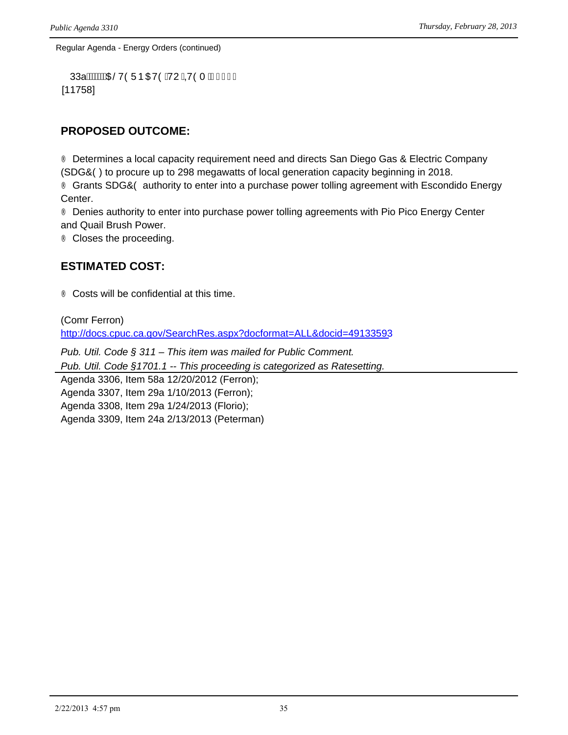Regular Agenda - Energy Orders (continued)

33a ALTERNATE TO ITEM

[11758]

## PROPOSED OUTCOME:

- Determines a local capacity requirement need and directs San Diego Gas & Electric Company (SDG&E) to procure up to 298 megawatts of local generation capacity beginning in 2018.
- Grants SDG&E authority to enter into a purchase power tolling agreement with Escondido Energy Center.
- Denies authority to enter into purchase power tolling agreements with Pio Pico Energy Center and Quail Brush Power.
- Closes the proceeding.

## ESTIMATED COST:

- Costs will be confidential at this time.

(Comr Ferron)
http://docs.cpuc.ca.gov/SearchRes.aspx?docformat=ALL&docid=49133593

*Pub. Util. Code § 311 – This item was mailed for Public Comment.*
*Pub. Util. Code §1701.1 -- This proceeding is categorized as Ratesetting.*

Agenda 3306, Item 58a 12/20/2012 (Ferron);
Agenda 3307, Item 29a 1/10/2013 (Ferron);
Agenda 3308, Item 29a 1/24/2013 (Florio);
Agenda 3309, Item 24a 2/13/2013 (Peterman)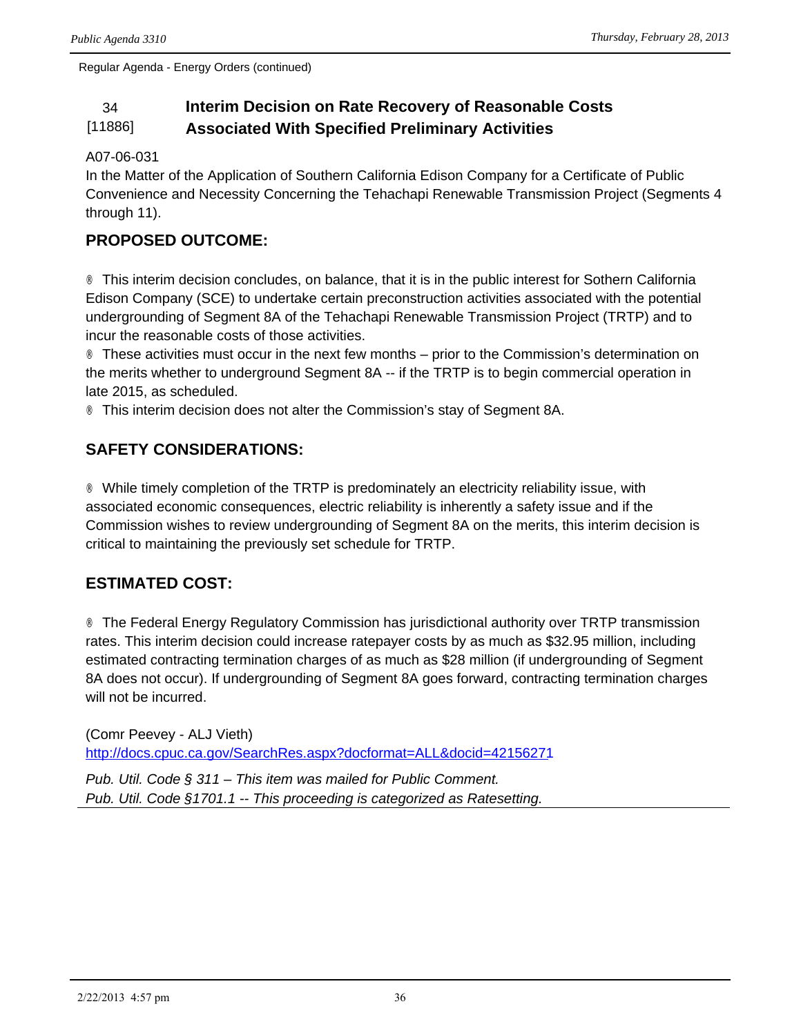Regular Agenda - Energy Orders (continued)

## 34 [11886] Interim Decision on Rate Recovery of Reasonable Costs Associated With Specified Preliminary Activities

A07-06-031
In the Matter of the Application of Southern California Edison Company for a Certificate of Public Convenience and Necessity Concerning the Tehachapi Renewable Transmission Project (Segments 4 through 11).

### PROPOSED OUTCOME:

® This interim decision concludes, on balance, that it is in the public interest for Sothern California Edison Company (SCE) to undertake certain preconstruction activities associated with the potential undergrounding of Segment 8A of the Tehachapi Renewable Transmission Project (TRTP) and to incur the reasonable costs of those activities.
® These activities must occur in the next few months – prior to the Commission's determination on the merits whether to underground Segment 8A -- if the TRTP is to begin commercial operation in late 2015, as scheduled.
® This interim decision does not alter the Commission's stay of Segment 8A.

### SAFETY CONSIDERATIONS:

® While timely completion of the TRTP is predominately an electricity reliability issue, with associated economic consequences, electric reliability is inherently a safety issue and if the Commission wishes to review undergrounding of Segment 8A on the merits, this interim decision is critical to maintaining the previously set schedule for TRTP.

### ESTIMATED COST:

® The Federal Energy Regulatory Commission has jurisdictional authority over TRTP transmission rates. This interim decision could increase ratepayer costs by as much as $32.95 million, including estimated contracting termination charges of as much as $28 million (if undergrounding of Segment 8A does not occur). If undergrounding of Segment 8A goes forward, contracting termination charges will not be incurred.

(Comr Peevey - ALJ Vieth)
http://docs.cpuc.ca.gov/SearchRes.aspx?docformat=ALL&docid=42156271

*Pub. Util. Code § 311 – This item was mailed for Public Comment.*
*Pub. Util. Code §1701.1 -- This proceeding is categorized as Ratesetting.*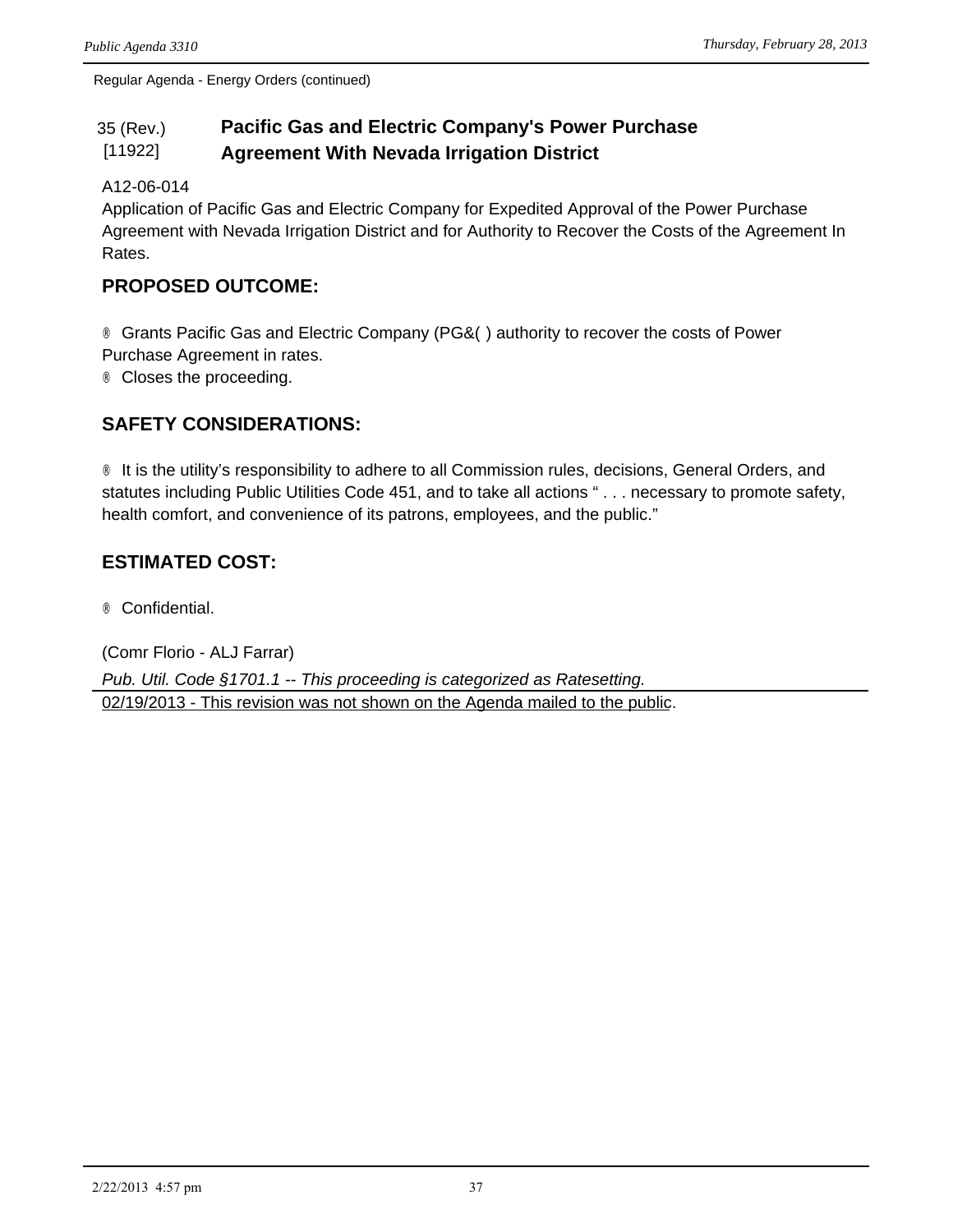Regular Agenda - Energy Orders (continued)

## 35 (Rev.) [11922] Pacific Gas and Electric Company's Power Purchase Agreement With Nevada Irrigation District

A12-06-014
Application of Pacific Gas and Electric Company for Expedited Approval of the Power Purchase Agreement with Nevada Irrigation District and for Authority to Recover the Costs of the Agreement In Rates.

### PROPOSED OUTCOME:

® Grants Pacific Gas and Electric Company (PG&( ) authority to recover the costs of Power Purchase Agreement in rates.
® Closes the proceeding.

### SAFETY CONSIDERATIONS:

® It is the utility's responsibility to adhere to all Commission rules, decisions, General Orders, and statutes including Public Utilities Code 451, and to take all actions " . . . necessary to promote safety, health comfort, and convenience of its patrons, employees, and the public."

### ESTIMATED COST:

® Confidential.

(Comr Florio - ALJ Farrar)

*Pub. Util. Code §1701.1 -- This proceeding is categorized as Ratesetting.*

02/19/2013 - This revision was not shown on the Agenda mailed to the public.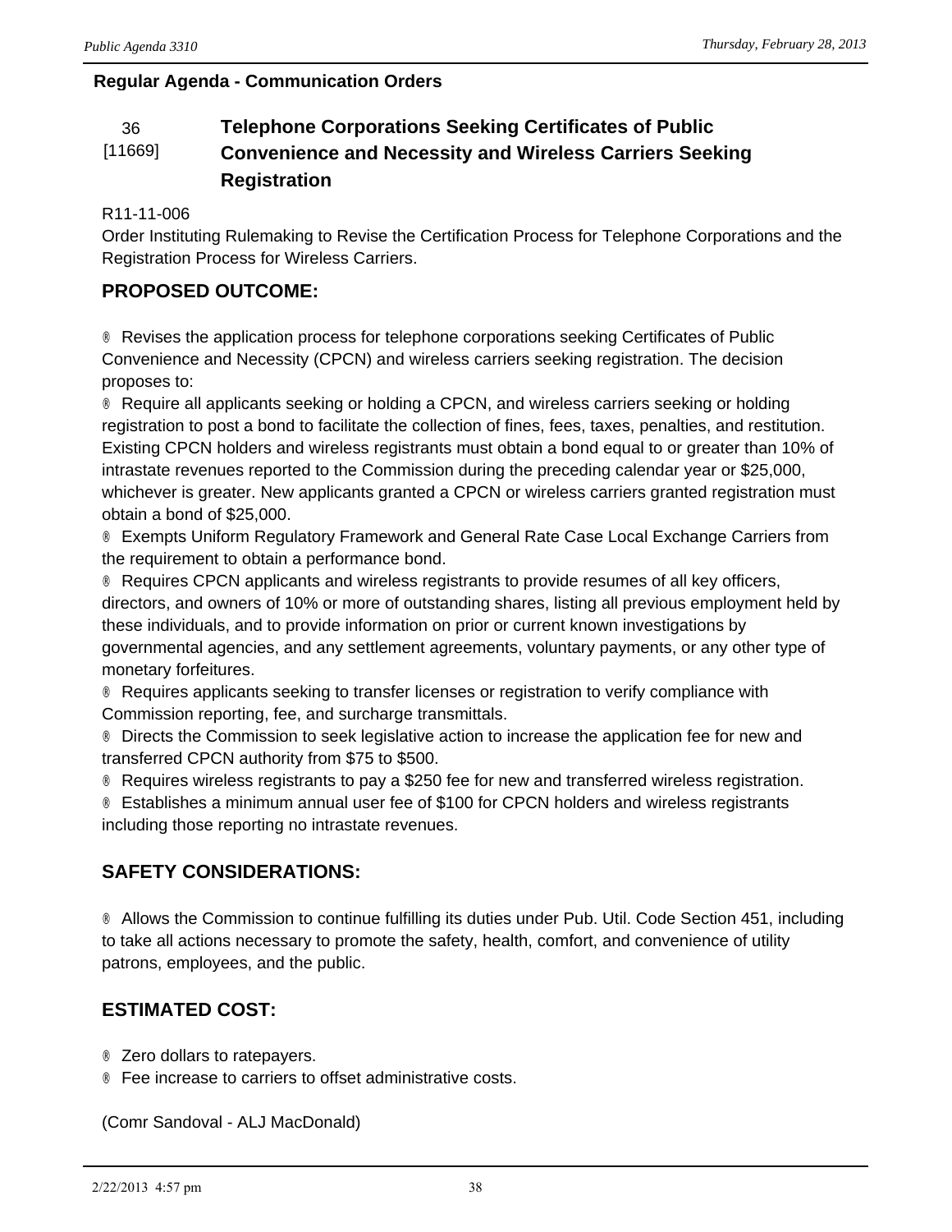**Regular Agenda - Communication Orders**

## 36 [11669] Telephone Corporations Seeking Certificates of Public Convenience and Necessity and Wireless Carriers Seeking Registration

R11-11-006
Order Instituting Rulemaking to Revise the Certification Process for Telephone Corporations and the Registration Process for Wireless Carriers.

### PROPOSED OUTCOME:

- Revises the application process for telephone corporations seeking Certificates of Public Convenience and Necessity (CPCN) and wireless carriers seeking registration. The decision proposes to:
- Require all applicants seeking or holding a CPCN, and wireless carriers seeking or holding registration to post a bond to facilitate the collection of fines, fees, taxes, penalties, and restitution. Existing CPCN holders and wireless registrants must obtain a bond equal to or greater than 10% of intrastate revenues reported to the Commission during the preceding calendar year or $25,000, whichever is greater. New applicants granted a CPCN or wireless carriers granted registration must obtain a bond of $25,000.
- Exempts Uniform Regulatory Framework and General Rate Case Local Exchange Carriers from the requirement to obtain a performance bond.
- Requires CPCN applicants and wireless registrants to provide resumes of all key officers, directors, and owners of 10% or more of outstanding shares, listing all previous employment held by these individuals, and to provide information on prior or current known investigations by governmental agencies, and any settlement agreements, voluntary payments, or any other type of monetary forfeitures.
- Requires applicants seeking to transfer licenses or registration to verify compliance with Commission reporting, fee, and surcharge transmittals.
- Directs the Commission to seek legislative action to increase the application fee for new and transferred CPCN authority from $75 to $500.
- Requires wireless registrants to pay a $250 fee for new and transferred wireless registration.
- Establishes a minimum annual user fee of $100 for CPCN holders and wireless registrants including those reporting no intrastate revenues.

### SAFETY CONSIDERATIONS:

- Allows the Commission to continue fulfilling its duties under Pub. Util. Code Section 451, including to take all actions necessary to promote the safety, health, comfort, and convenience of utility patrons, employees, and the public.

### ESTIMATED COST:

- Zero dollars to ratepayers.
- Fee increase to carriers to offset administrative costs.

(Comr Sandoval - ALJ MacDonald)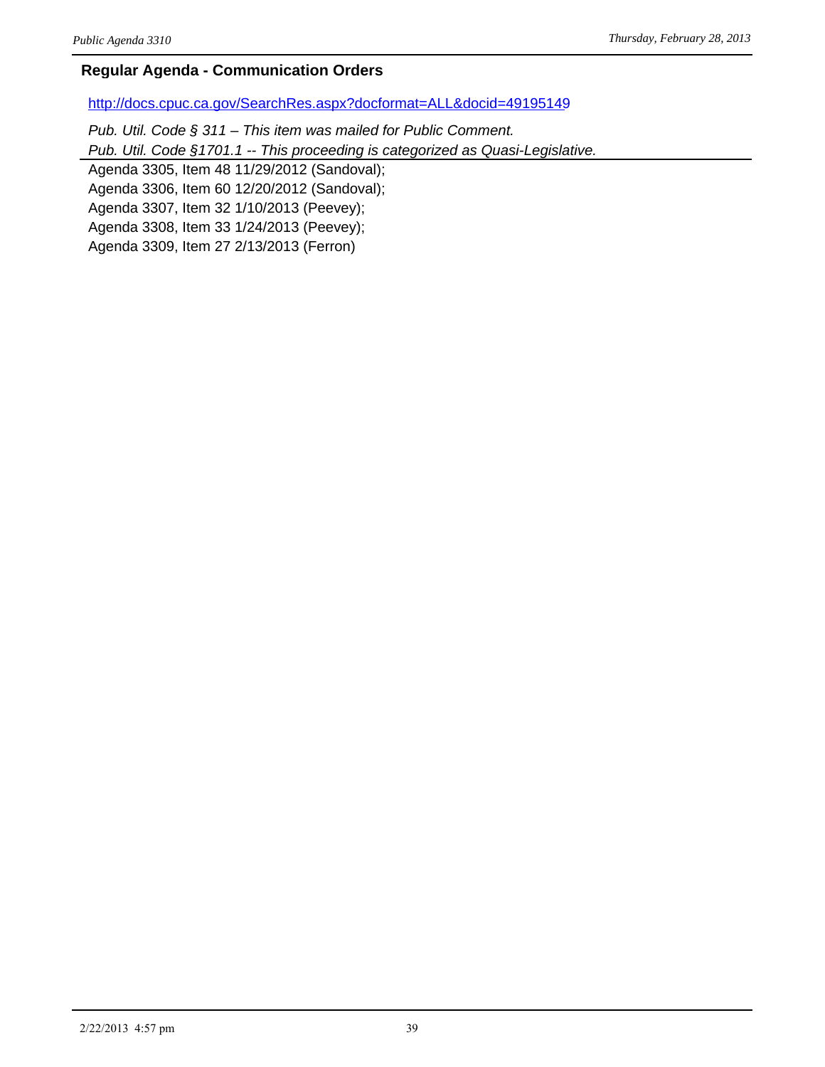**Regular Agenda - Communication Orders**

http://docs.cpuc.ca.gov/SearchRes.aspx?docformat=ALL&docid=49195149

*Pub. Util. Code § 311 – This item was mailed for Public Comment.*
*Pub. Util. Code §1701.1 -- This proceeding is categorized as Quasi-Legislative.*

Agenda 3305, Item 48 11/29/2012 (Sandoval);
Agenda 3306, Item 60 12/20/2012 (Sandoval);
Agenda 3307, Item 32 1/10/2013 (Peevey);
Agenda 3308, Item 33 1/24/2013 (Peevey);
Agenda 3309, Item 27 2/13/2013 (Ferron)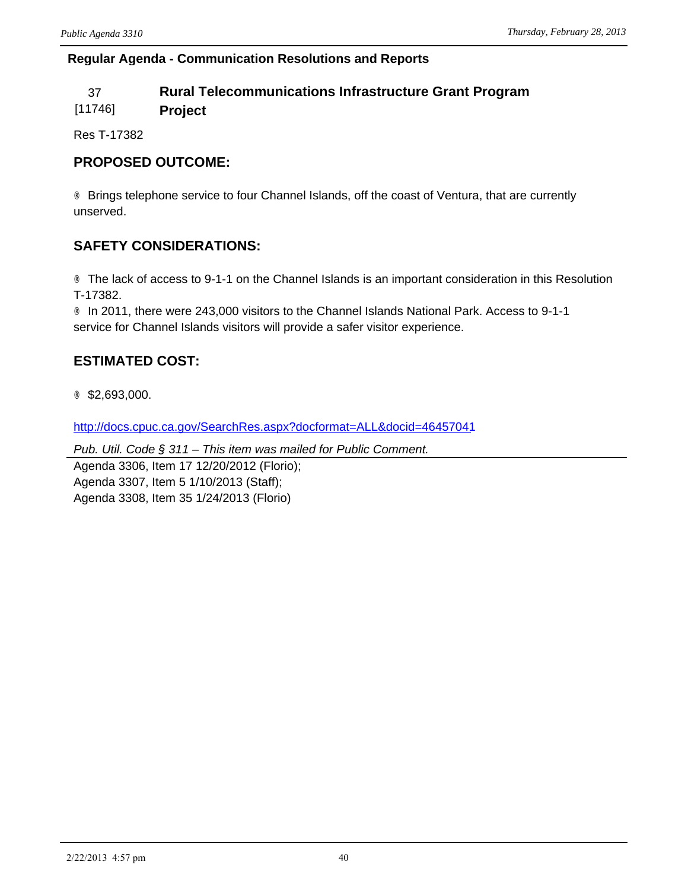**Regular Agenda - Communication Resolutions and Reports**

**37 [11746] Rural Telecommunications Infrastructure Grant Program Project**

Res T-17382

### PROPOSED OUTCOME:

® Brings telephone service to four Channel Islands, off the coast of Ventura, that are currently unserved.

### SAFETY CONSIDERATIONS:

® The lack of access to 9-1-1 on the Channel Islands is an important consideration in this Resolution T-17382.
® In 2011, there were 243,000 visitors to the Channel Islands National Park. Access to 9-1-1 service for Channel Islands visitors will provide a safer visitor experience.

### ESTIMATED COST:

® $2,693,000.

http://docs.cpuc.ca.gov/SearchRes.aspx?docformat=ALL&docid=46457041

*Pub. Util. Code § 311 – This item was mailed for Public Comment.*

Agenda 3306, Item 17 12/20/2012 (Florio);
Agenda 3307, Item 5 1/10/2013 (Staff);
Agenda 3308, Item 35 1/24/2013 (Florio)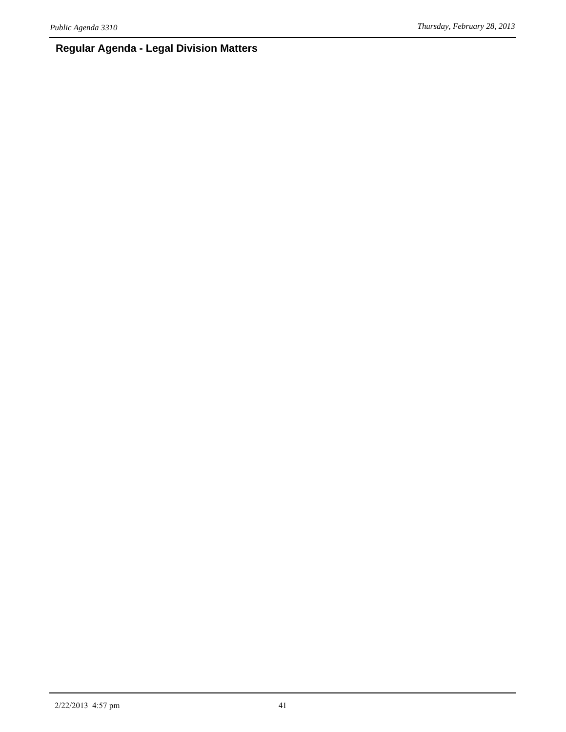## Regular Agenda - Legal Division Matters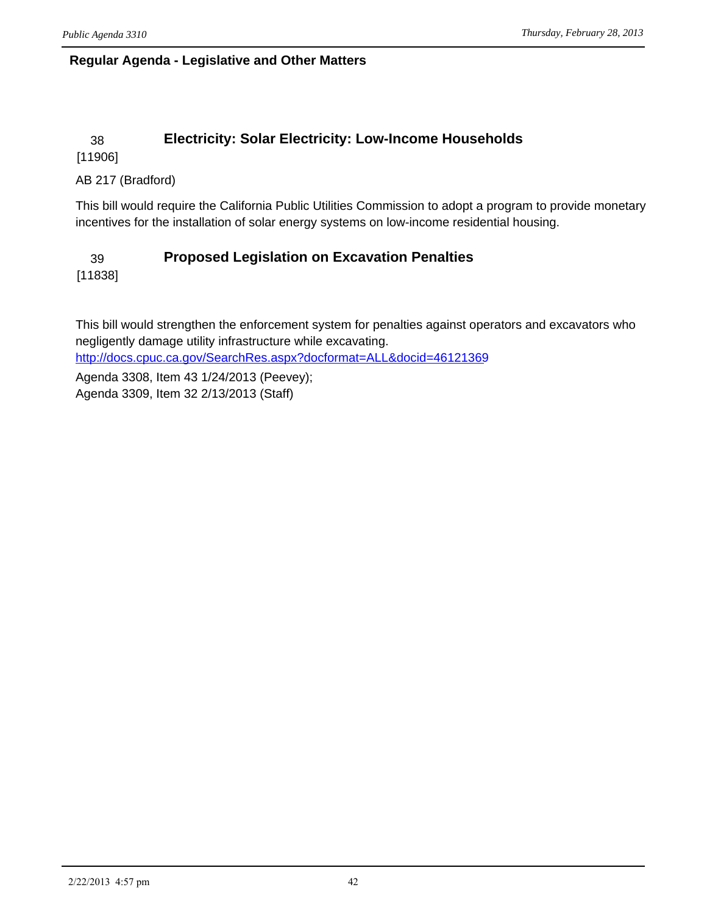## Regular Agenda - Legislative and Other Matters

### 38 Electricity: Solar Electricity: Low-Income Households

[11906]

AB 217 (Bradford)

This bill would require the California Public Utilities Commission to adopt a program to provide monetary incentives for the installation of solar energy systems on low-income residential housing.

### 39 Proposed Legislation on Excavation Penalties

[11838]

This bill would strengthen the enforcement system for penalties against operators and excavators who negligently damage utility infrastructure while excavating.
http://docs.cpuc.ca.gov/SearchRes.aspx?docformat=ALL&docid=46121369

Agenda 3308, Item 43 1/24/2013 (Peevey);
Agenda 3309, Item 32 2/13/2013 (Staff)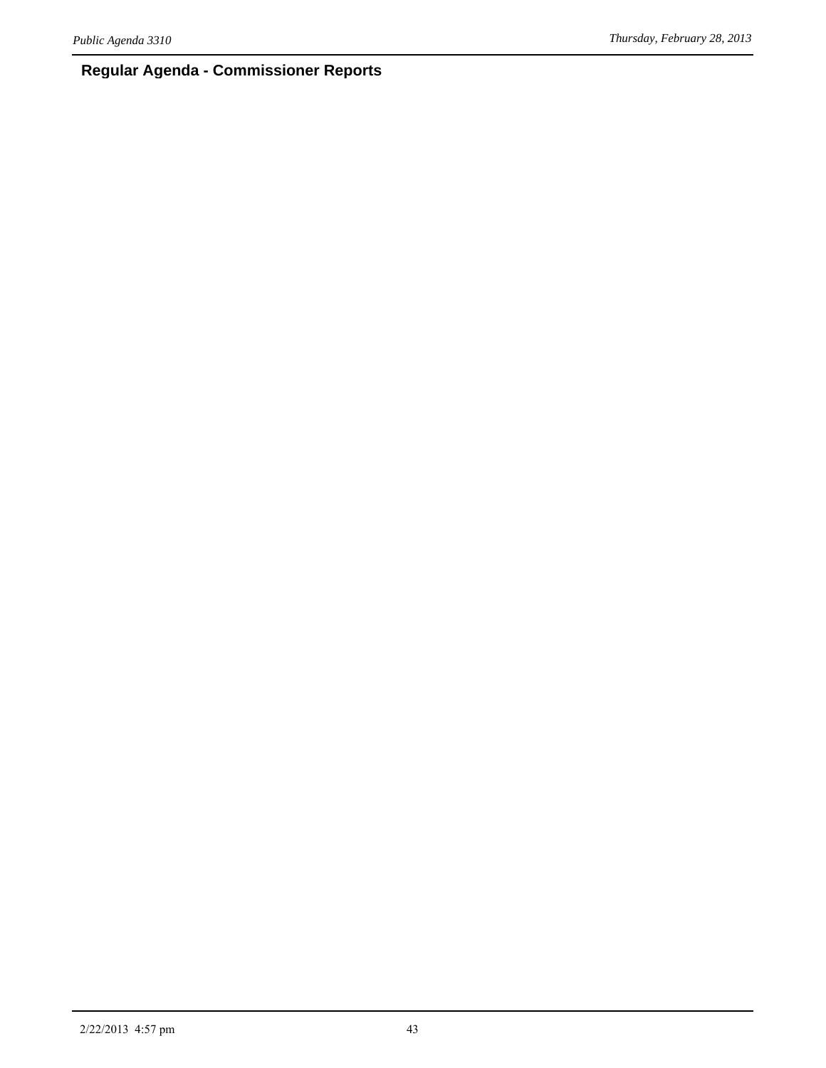## Regular Agenda - Commissioner Reports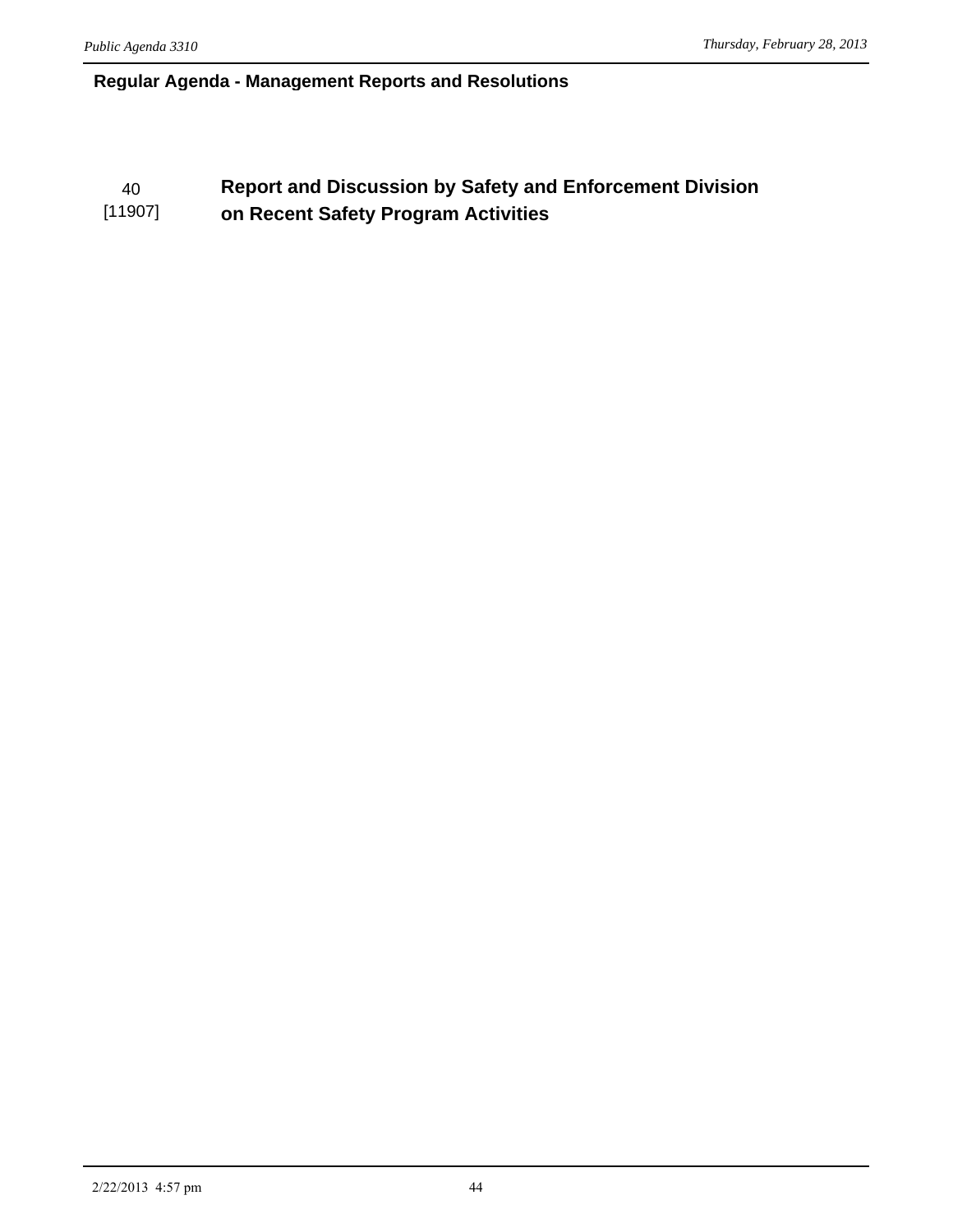## Regular Agenda - Management Reports and Resolutions

40
[11907]

**Report and Discussion by Safety and Enforcement Division on Recent Safety Program Activities**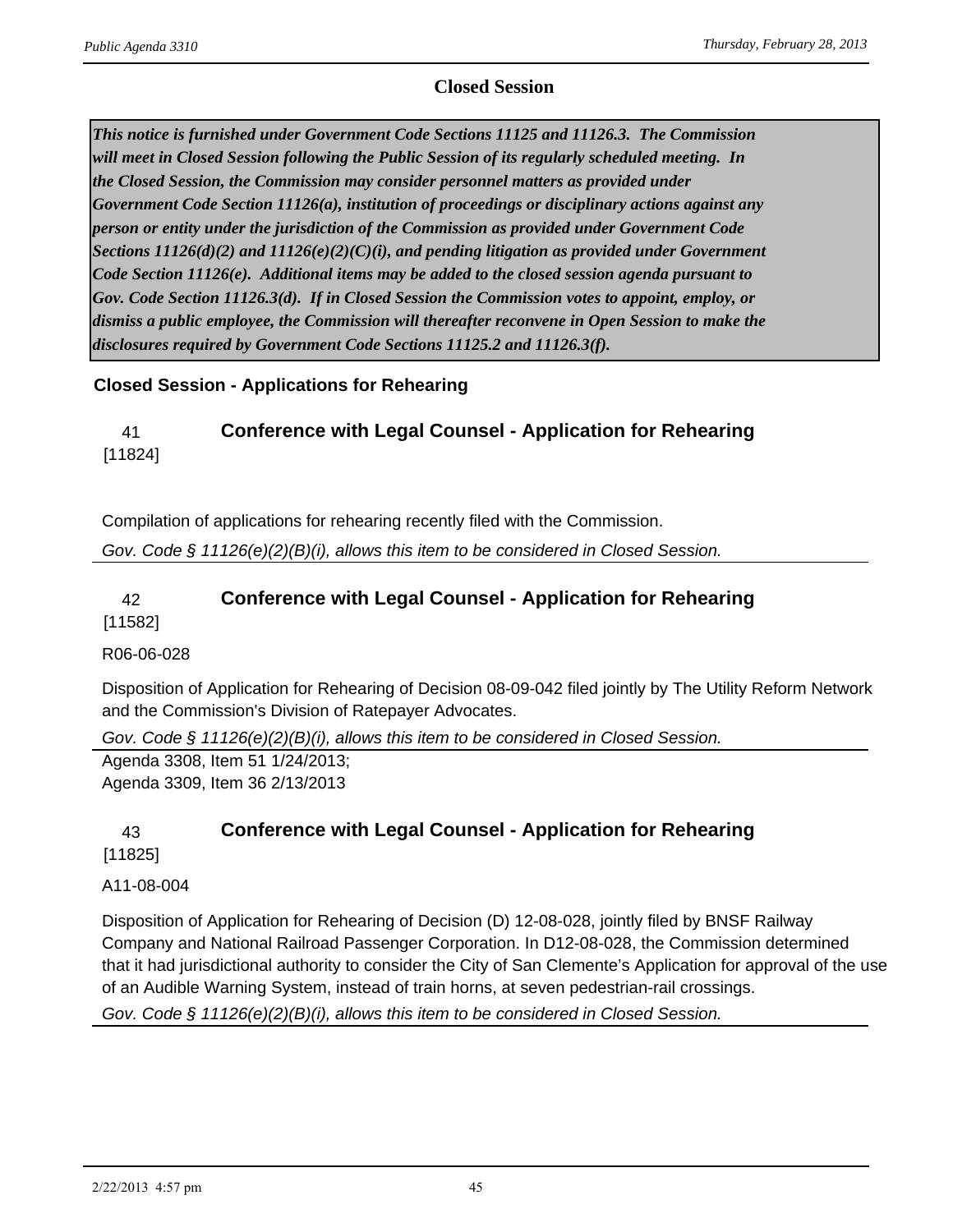## Closed Session

***This notice is furnished under Government Code Sections 11125 and 11126.3. The Commission will meet in Closed Session following the Public Session of its regularly scheduled meeting. In the Closed Session, the Commission may consider personnel matters as provided under Government Code Section 11126(a), institution of proceedings or disciplinary actions against any person or entity under the jurisdiction of the Commission as provided under Government Code Sections 11126(d)(2) and 11126(e)(2)(C)(i), and pending litigation as provided under Government Code Section 11126(e). Additional items may be added to the closed session agenda pursuant to Gov. Code Section 11126.3(d). If in Closed Session the Commission votes to appoint, employ, or dismiss a public employee, the Commission will thereafter reconvene in Open Session to make the disclosures required by Government Code Sections 11125.2 and 11126.3(f).***

### Closed Session - Applications for Rehearing

**41** [11824] **Conference with Legal Counsel - Application for Rehearing**

Compilation of applications for rehearing recently filed with the Commission.

*Gov. Code § 11126(e)(2)(B)(i), allows this item to be considered in Closed Session.*

---

**42** [11582] **Conference with Legal Counsel - Application for Rehearing**

R06-06-028

Disposition of Application for Rehearing of Decision 08-09-042 filed jointly by The Utility Reform Network and the Commission's Division of Ratepayer Advocates.

*Gov. Code § 11126(e)(2)(B)(i), allows this item to be considered in Closed Session.*

Agenda 3308, Item 51 1/24/2013;
Agenda 3309, Item 36 2/13/2013

---

**43** [11825] **Conference with Legal Counsel - Application for Rehearing**

A11-08-004

Disposition of Application for Rehearing of Decision (D) 12-08-028, jointly filed by BNSF Railway Company and National Railroad Passenger Corporation. In D12-08-028, the Commission determined that it had jurisdictional authority to consider the City of San Clemente's Application for approval of the use of an Audible Warning System, instead of train horns, at seven pedestrian-rail crossings.

*Gov. Code § 11126(e)(2)(B)(i), allows this item to be considered in Closed Session.*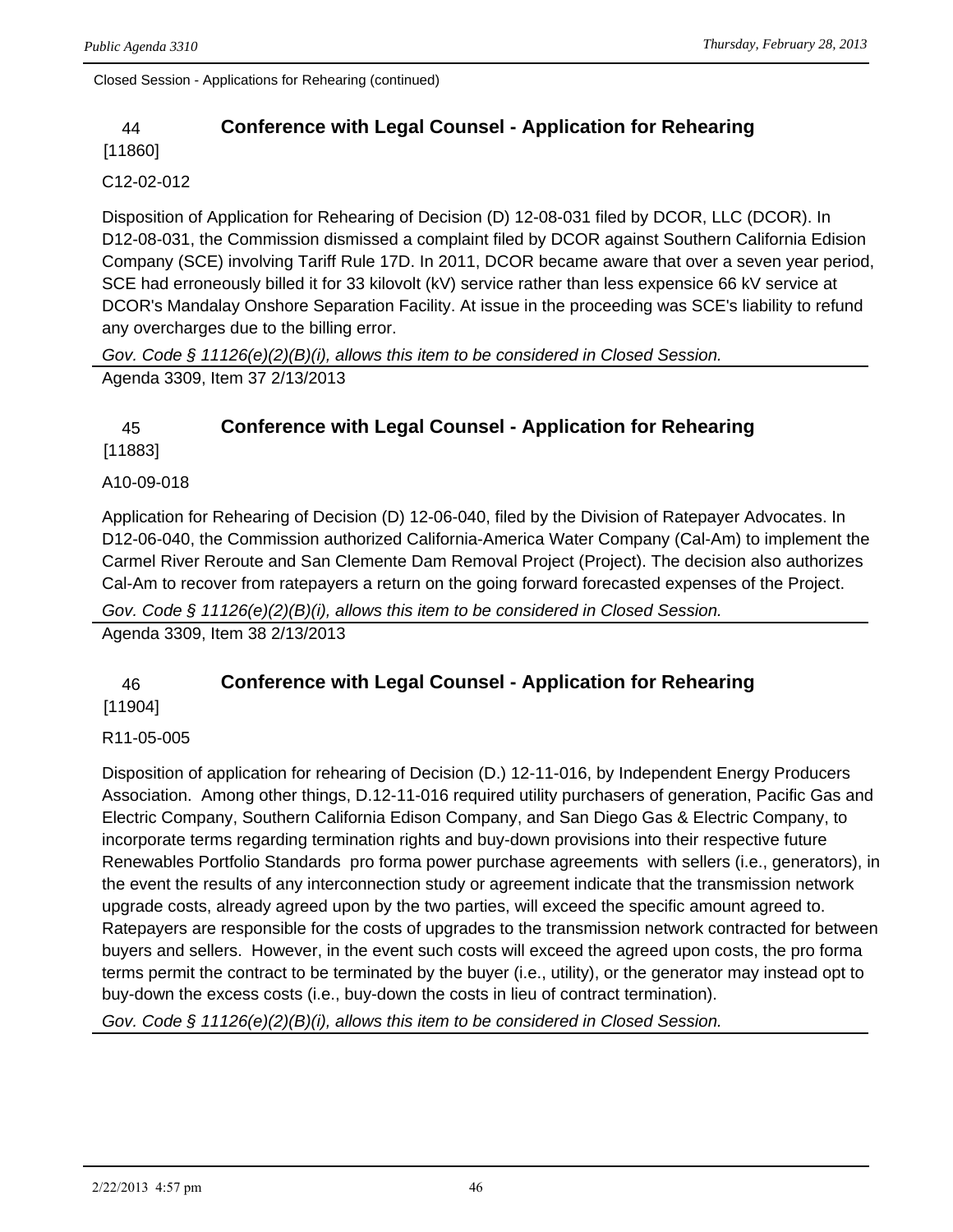Closed Session - Applications for Rehearing (continued)

### 44 Conference with Legal Counsel - Application for Rehearing

[11860]

C12-02-012

Disposition of Application for Rehearing of Decision (D) 12-08-031 filed by DCOR, LLC (DCOR). In D12-08-031, the Commission dismissed a complaint filed by DCOR against Southern California Edision Company (SCE) involving Tariff Rule 17D. In 2011, DCOR became aware that over a seven year period, SCE had erroneously billed it for 33 kilovolt (kV) service rather than less expensice 66 kV service at DCOR's Mandalay Onshore Separation Facility. At issue in the proceeding was SCE's liability to refund any overcharges due to the billing error.

*Gov. Code § 11126(e)(2)(B)(i), allows this item to be considered in Closed Session.*

Agenda 3309, Item 37 2/13/2013

### 45 Conference with Legal Counsel - Application for Rehearing

[11883]

A10-09-018

Application for Rehearing of Decision (D) 12-06-040, filed by the Division of Ratepayer Advocates. In D12-06-040, the Commission authorized California-America Water Company (Cal-Am) to implement the Carmel River Reroute and San Clemente Dam Removal Project (Project). The decision also authorizes Cal-Am to recover from ratepayers a return on the going forward forecasted expenses of the Project.

*Gov. Code § 11126(e)(2)(B)(i), allows this item to be considered in Closed Session.*

Agenda 3309, Item 38 2/13/2013

### 46 Conference with Legal Counsel - Application for Rehearing

[11904]

R11-05-005

Disposition of application for rehearing of Decision (D.) 12-11-016, by Independent Energy Producers Association. Among other things, D.12-11-016 required utility purchasers of generation, Pacific Gas and Electric Company, Southern California Edison Company, and San Diego Gas & Electric Company, to incorporate terms regarding termination rights and buy-down provisions into their respective future Renewables Portfolio Standards pro forma power purchase agreements with sellers (i.e., generators), in the event the results of any interconnection study or agreement indicate that the transmission network upgrade costs, already agreed upon by the two parties, will exceed the specific amount agreed to. Ratepayers are responsible for the costs of upgrades to the transmission network contracted for between buyers and sellers. However, in the event such costs will exceed the agreed upon costs, the pro forma terms permit the contract to be terminated by the buyer (i.e., utility), or the generator may instead opt to buy-down the excess costs (i.e., buy-down the costs in lieu of contract termination).

*Gov. Code § 11126(e)(2)(B)(i), allows this item to be considered in Closed Session.*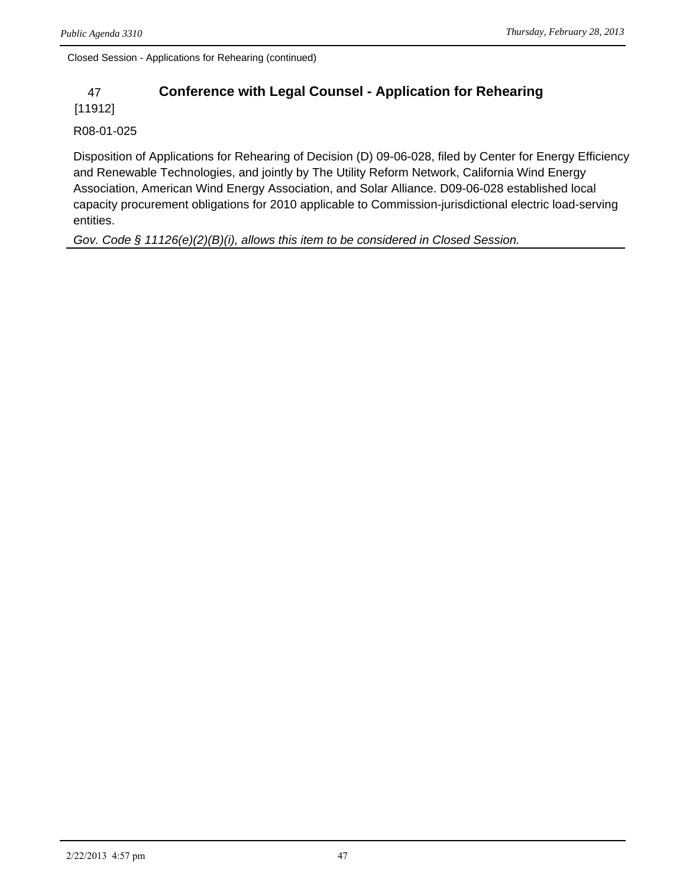Closed Session - Applications for Rehearing (continued)

## 47 [11912] Conference with Legal Counsel - Application for Rehearing

R08-01-025

Disposition of Applications for Rehearing of Decision (D) 09-06-028, filed by Center for Energy Efficiency and Renewable Technologies, and jointly by The Utility Reform Network, California Wind Energy Association, American Wind Energy Association, and Solar Alliance. D09-06-028 established local capacity procurement obligations for 2010 applicable to Commission-jurisdictional electric load-serving entities.

*Gov. Code § 11126(e)(2)(B)(i), allows this item to be considered in Closed Session.*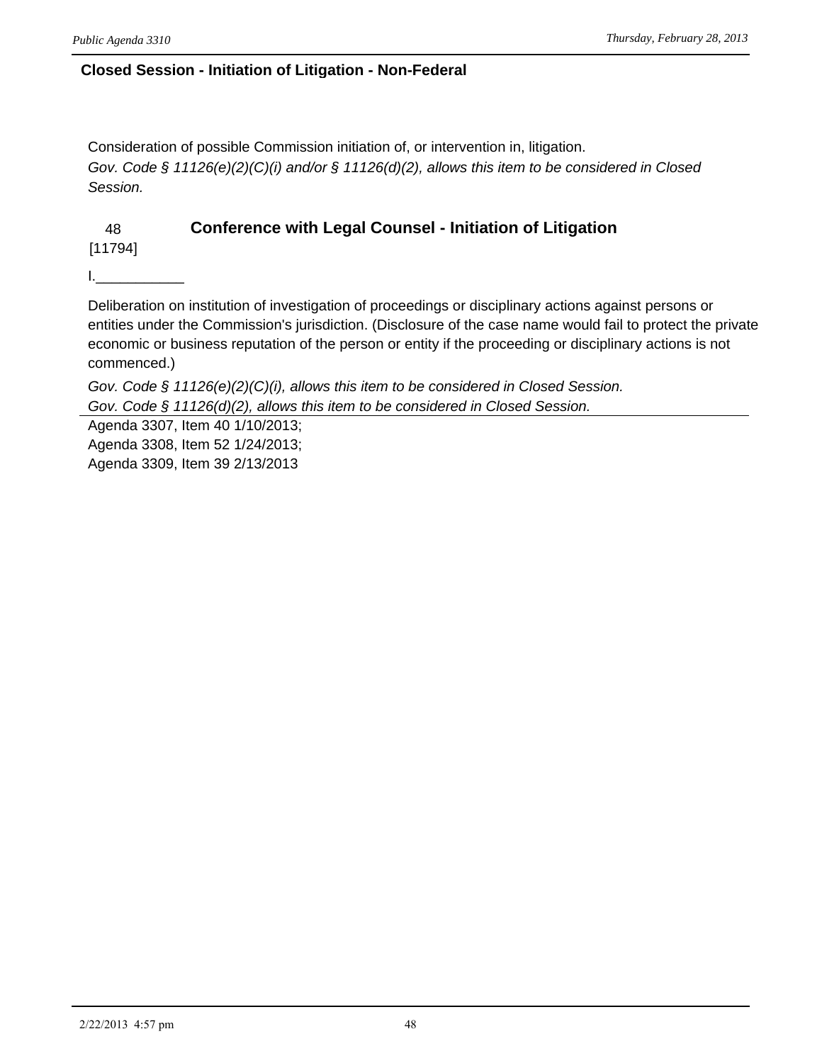## Closed Session - Initiation of Litigation - Non-Federal

Consideration of possible Commission initiation of, or intervention in, litigation.
*Gov. Code § 11126(e)(2)(C)(i) and/or § 11126(d)(2), allows this item to be considered in Closed Session.*

### 48 [11794] Conference with Legal Counsel - Initiation of Litigation

I.___________

Deliberation on institution of investigation of proceedings or disciplinary actions against persons or entities under the Commission's jurisdiction. (Disclosure of the case name would fail to protect the private economic or business reputation of the person or entity if the proceeding or disciplinary actions is not commenced.)

*Gov. Code § 11126(e)(2)(C)(i), allows this item to be considered in Closed Session.*
*Gov. Code § 11126(d)(2), allows this item to be considered in Closed Session.*

Agenda 3307, Item 40 1/10/2013;
Agenda 3308, Item 52 1/24/2013;
Agenda 3309, Item 39 2/13/2013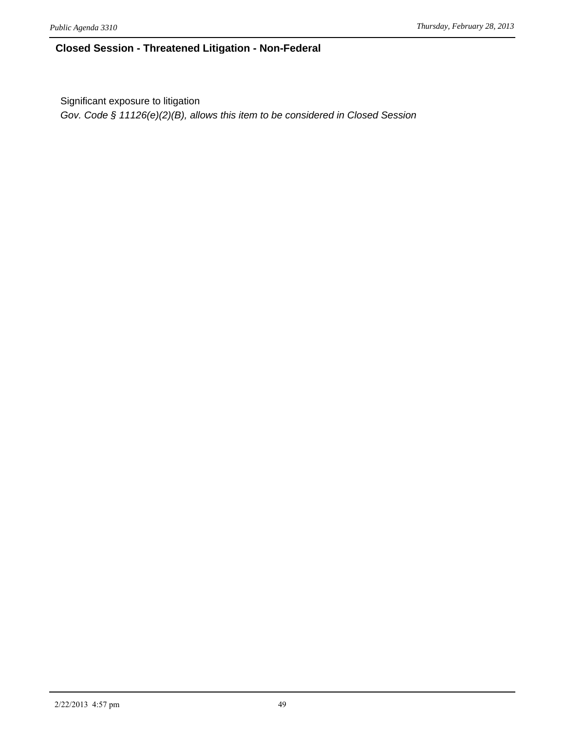### Closed Session - Threatened Litigation - Non-Federal

Significant exposure to litigation

*Gov. Code § 11126(e)(2)(B), allows this item to be considered in Closed Session*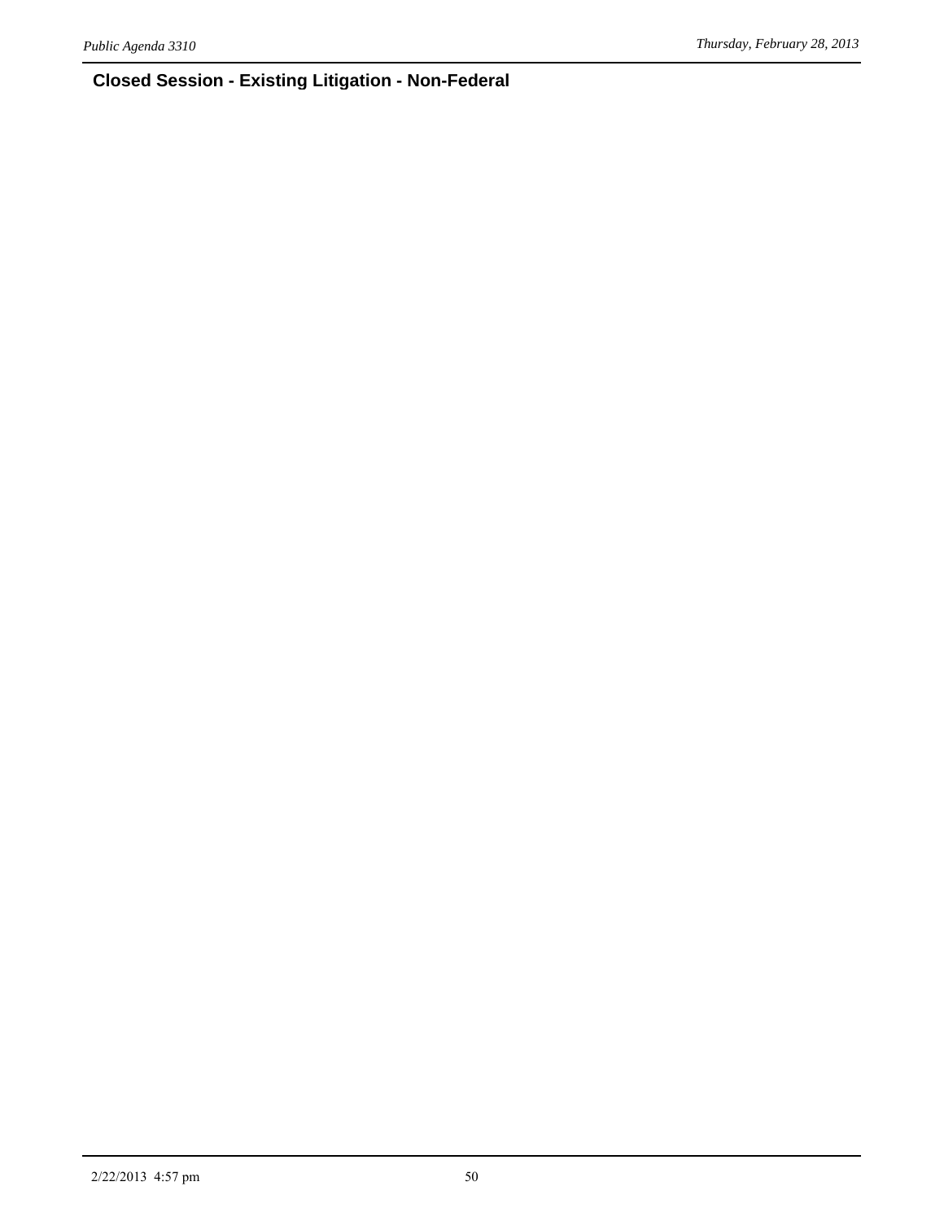## Closed Session - Existing Litigation - Non-Federal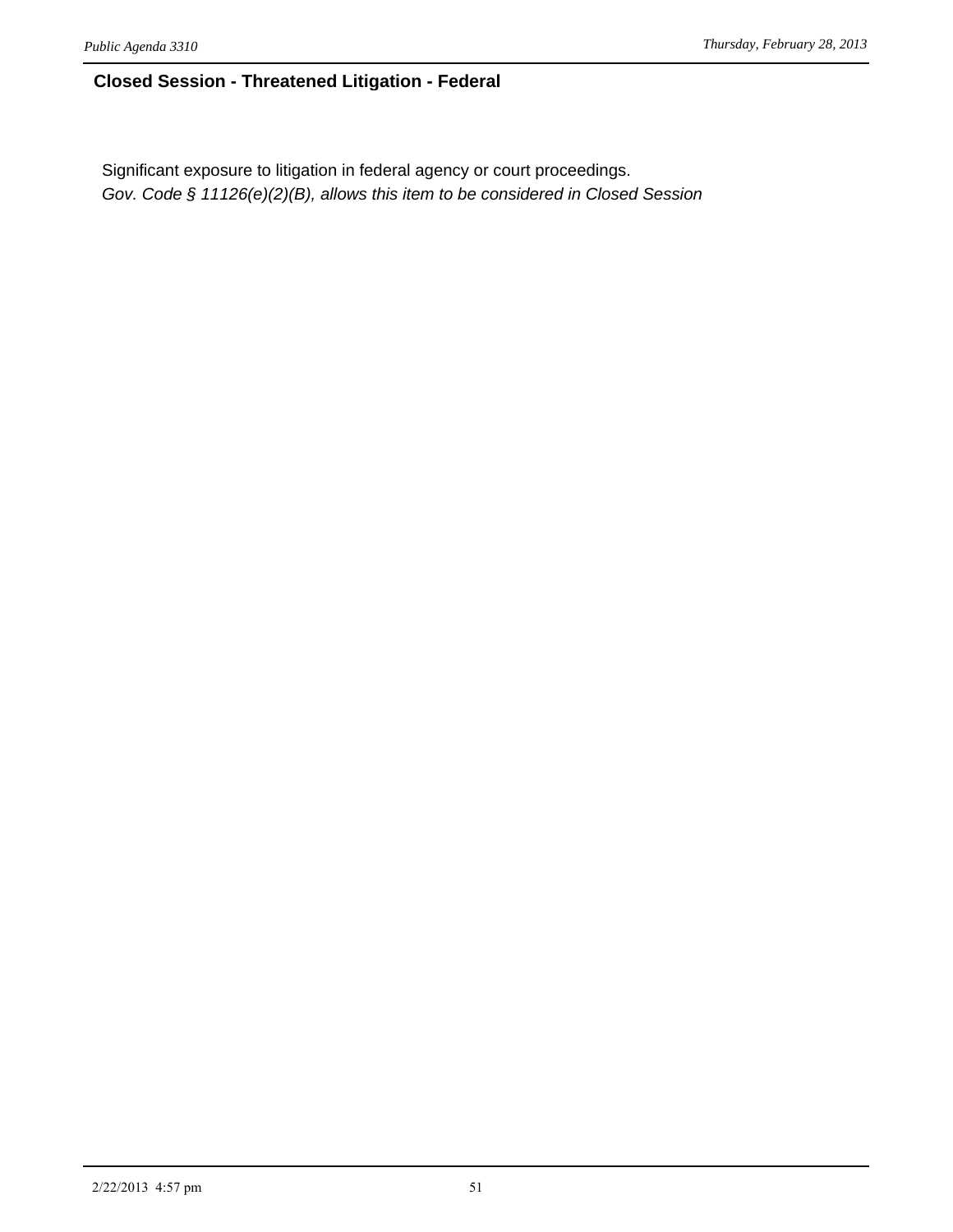## Closed Session - Threatened Litigation - Federal

Significant exposure to litigation in federal agency or court proceedings.
*Gov. Code § 11126(e)(2)(B), allows this item to be considered in Closed Session*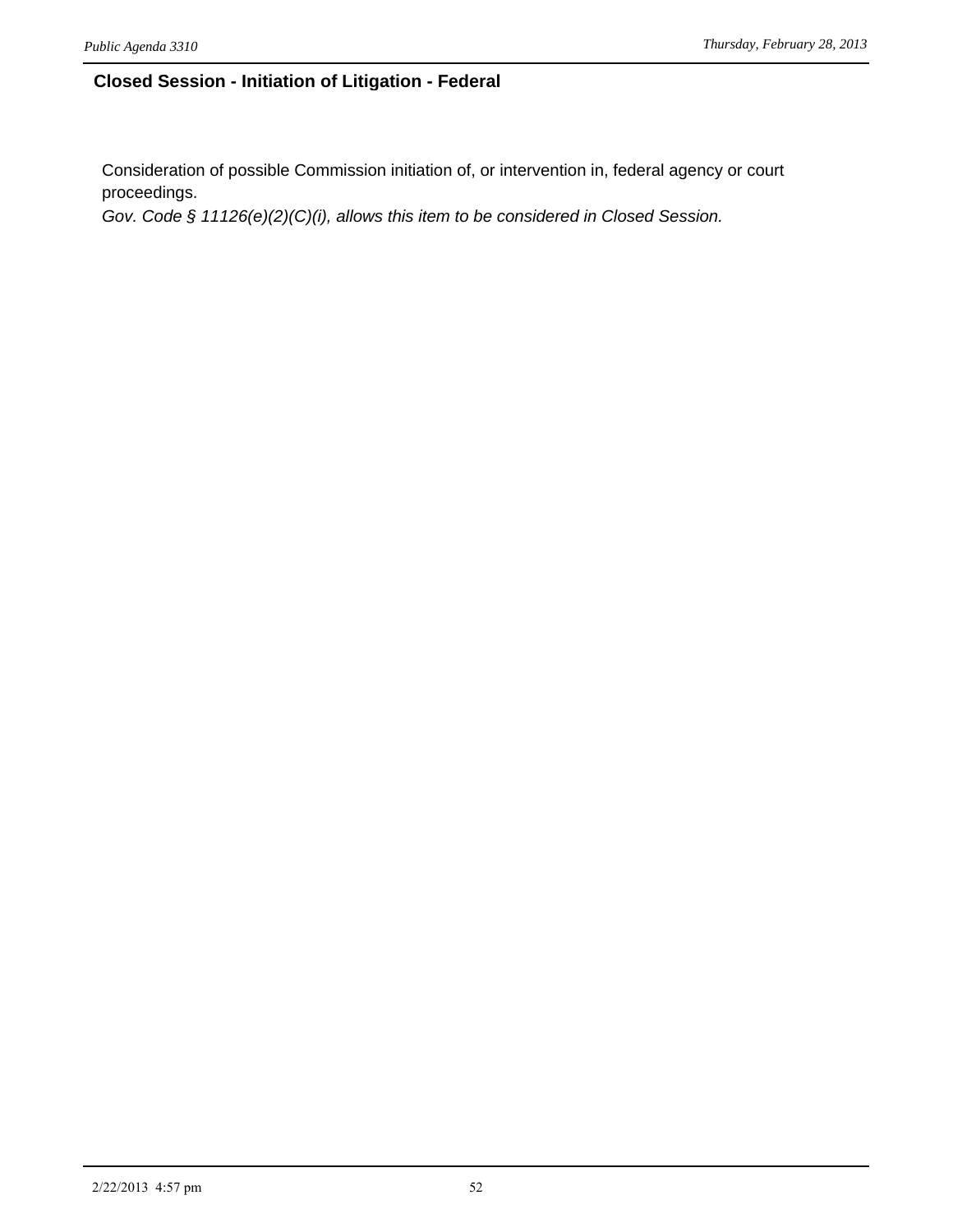## Closed Session - Initiation of Litigation - Federal

Consideration of possible Commission initiation of, or intervention in, federal agency or court proceedings.
*Gov. Code § 11126(e)(2)(C)(i), allows this item to be considered in Closed Session.*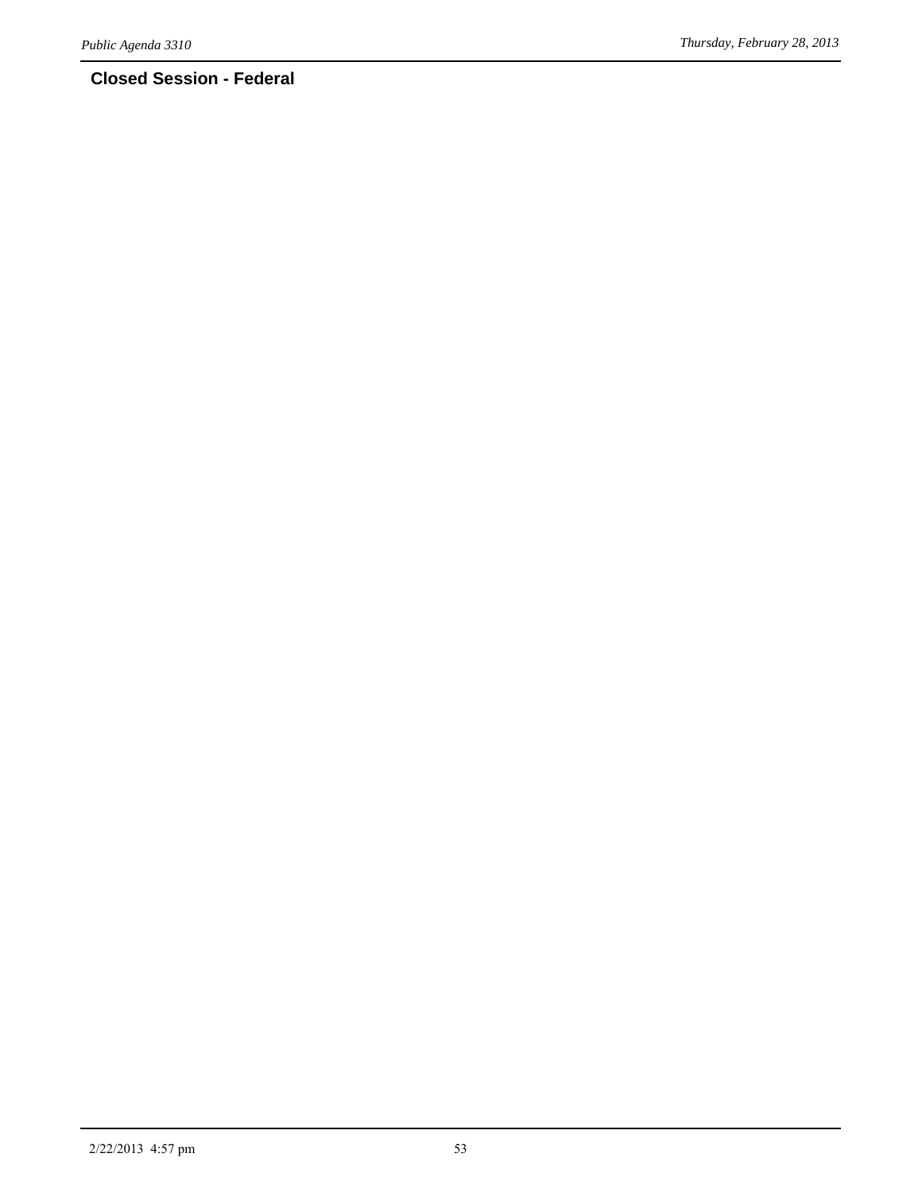## Closed Session - Federal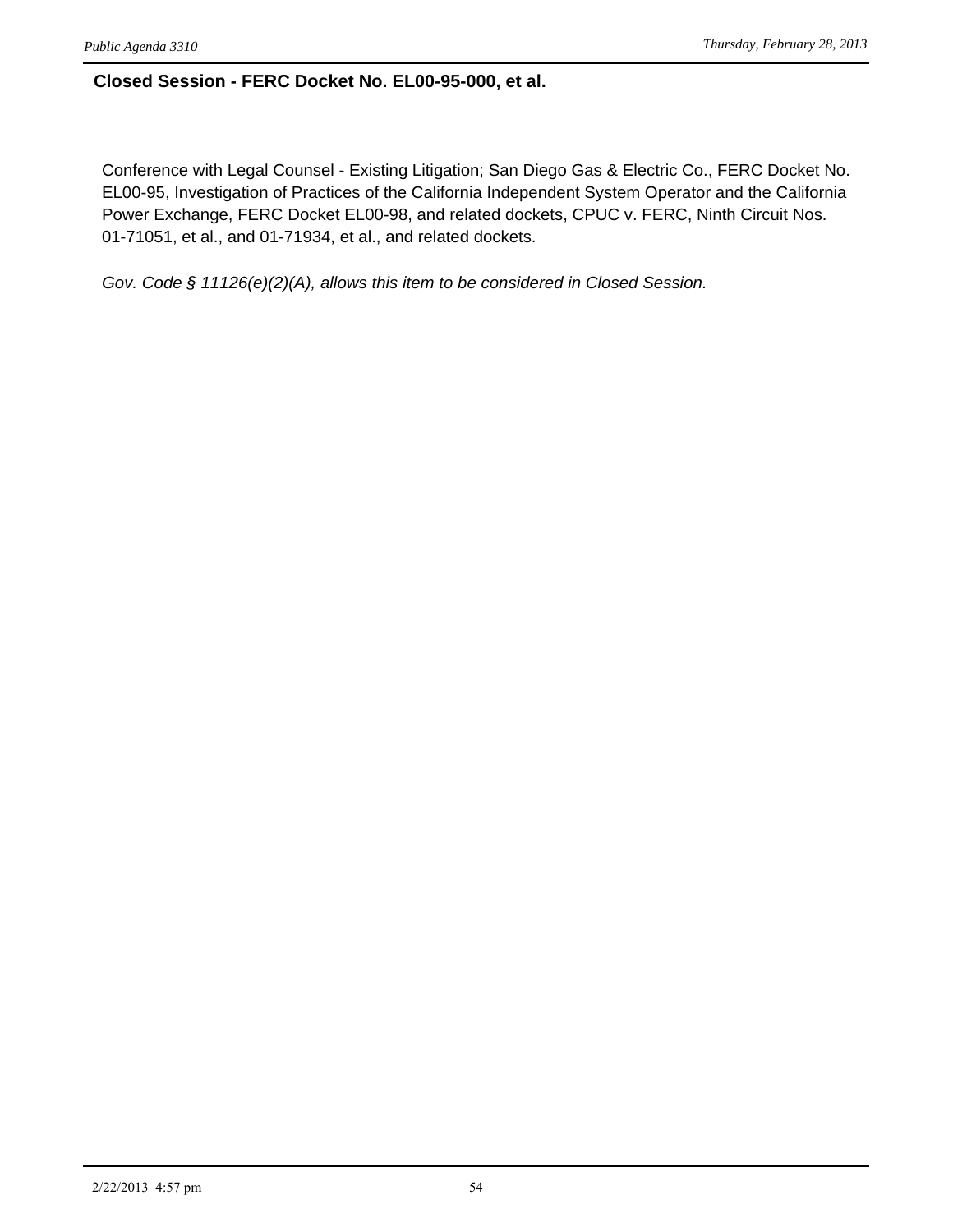## Closed Session - FERC Docket No. EL00-95-000, et al.

Conference with Legal Counsel - Existing Litigation; San Diego Gas & Electric Co., FERC Docket No. EL00-95, Investigation of Practices of the California Independent System Operator and the California Power Exchange, FERC Docket EL00-98, and related dockets, CPUC v. FERC, Ninth Circuit Nos. 01-71051, et al., and 01-71934, et al., and related dockets.

*Gov. Code § 11126(e)(2)(A), allows this item to be considered in Closed Session.*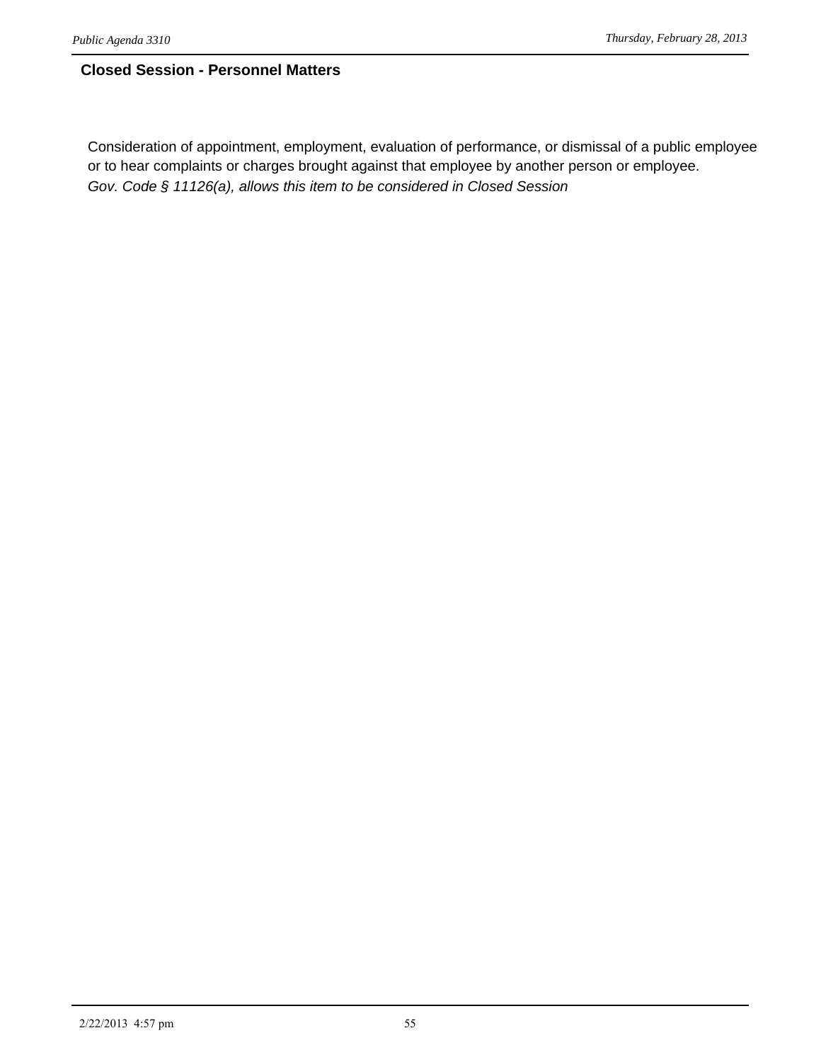## Closed Session - Personnel Matters

Consideration of appointment, employment, evaluation of performance, or dismissal of a public employee or to hear complaints or charges brought against that employee by another person or employee.
*Gov. Code § 11126(a), allows this item to be considered in Closed Session*